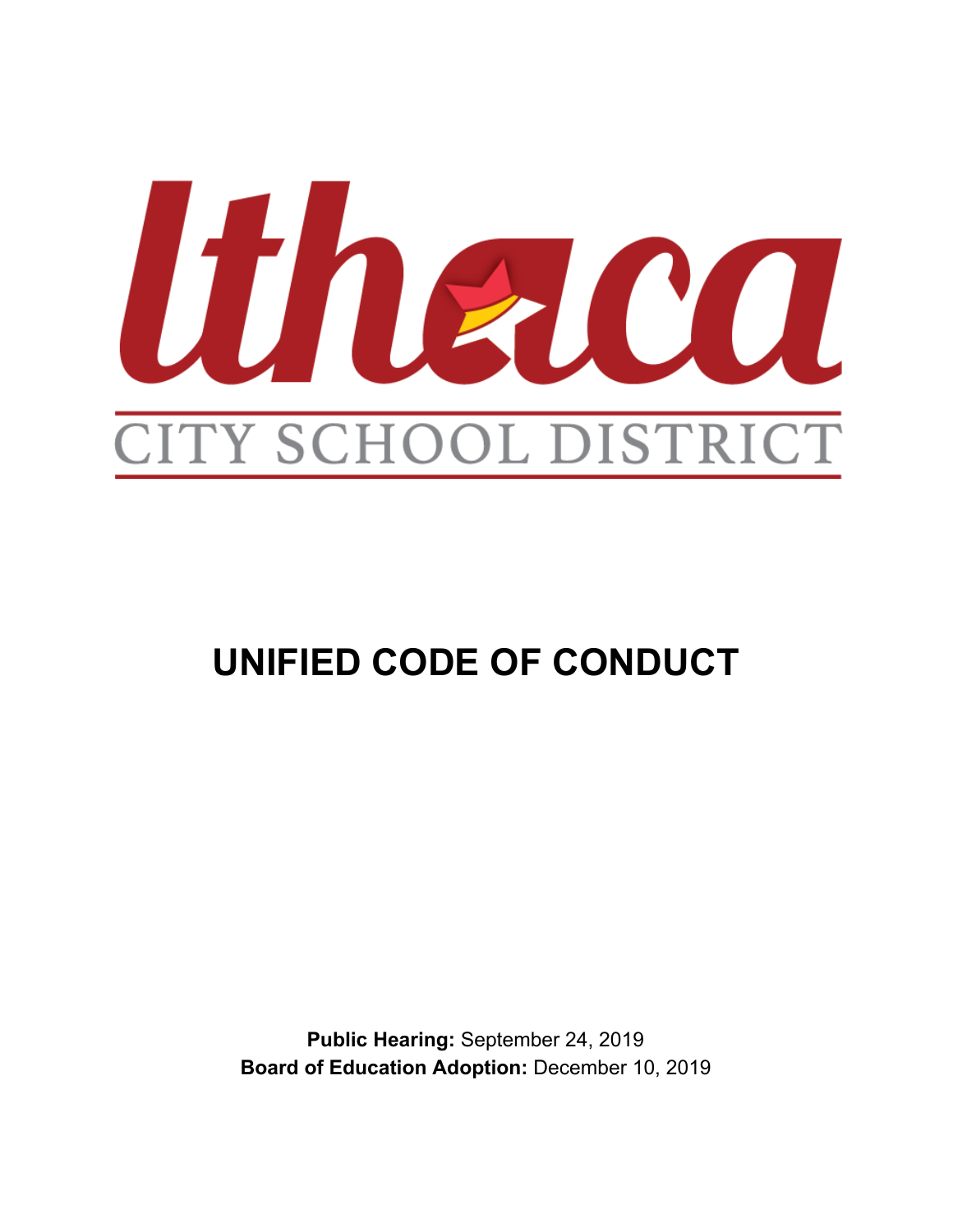Ithaca

CITY SCHOOL DISTRICT

# UNIFIED CODE OF CONDUCT

**Public Hearing:** September 24, 2019
**Board of Education Adoption:** December 10, 2019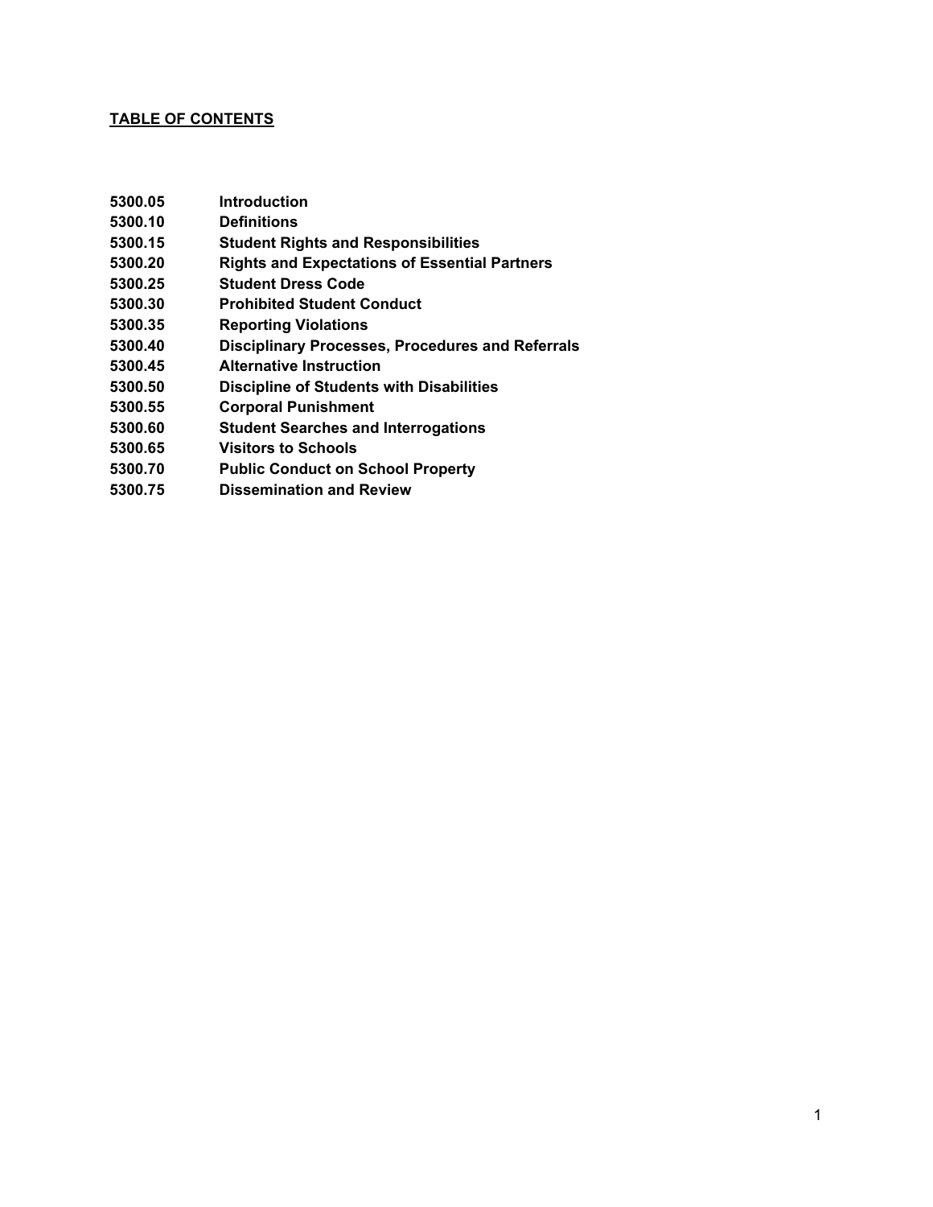**TABLE OF CONTENTS**

| | |
|---|---|
| **5300.05** | **Introduction** |
| **5300.10** | **Definitions** |
| **5300.15** | **Student Rights and Responsibilities** |
| **5300.20** | **Rights and Expectations of Essential Partners** |
| **5300.25** | **Student Dress Code** |
| **5300.30** | **Prohibited Student Conduct** |
| **5300.35** | **Reporting Violations** |
| **5300.40** | **Disciplinary Processes, Procedures and Referrals** |
| **5300.45** | **Alternative Instruction** |
| **5300.50** | **Discipline of Students with Disabilities** |
| **5300.55** | **Corporal Punishment** |
| **5300.60** | **Student Searches and Interrogations** |
| **5300.65** | **Visitors to Schools** |
| **5300.70** | **Public Conduct on School Property** |
| **5300.75** | **Dissemination and Review** |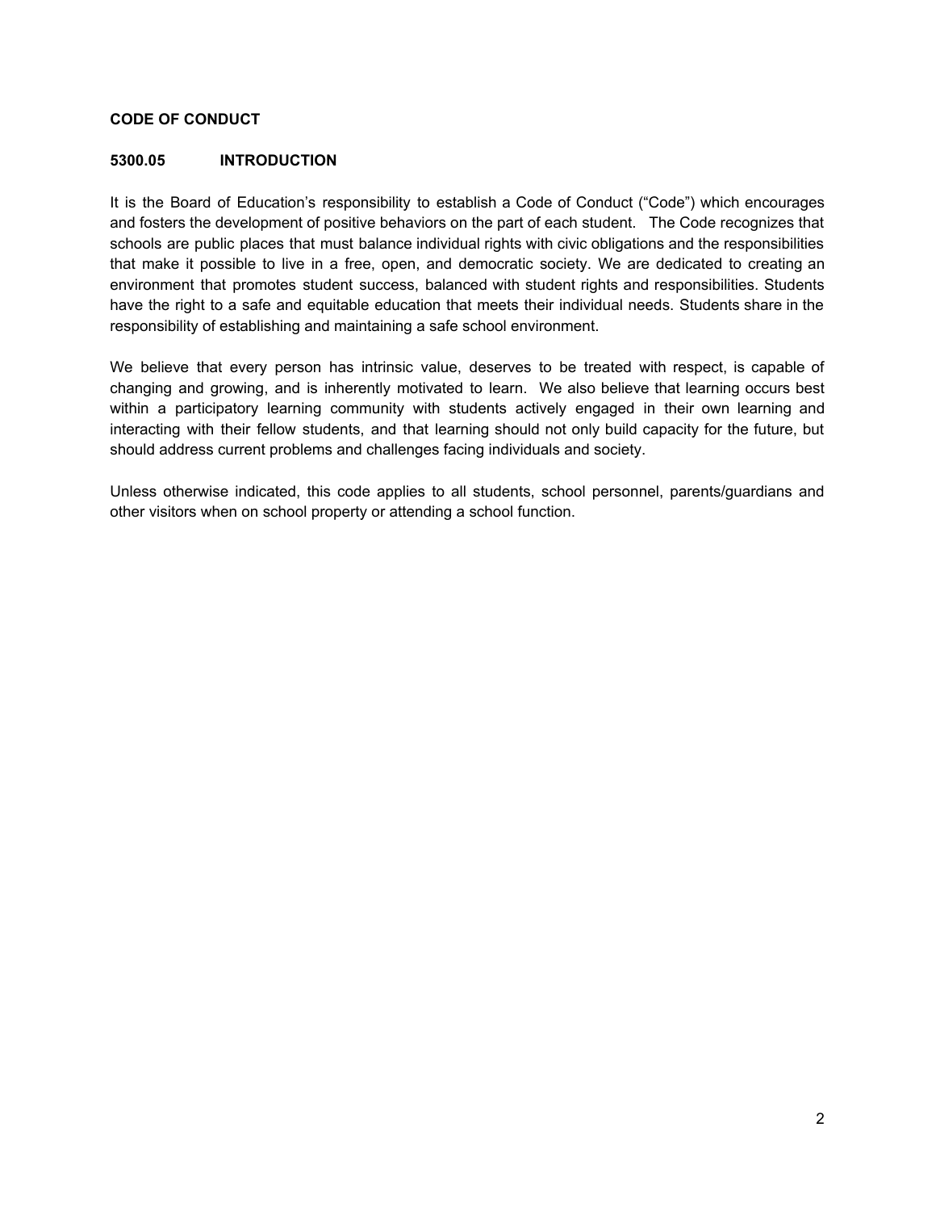## CODE OF CONDUCT

### 5300.05 INTRODUCTION

It is the Board of Education's responsibility to establish a Code of Conduct ("Code") which encourages and fosters the development of positive behaviors on the part of each student. The Code recognizes that schools are public places that must balance individual rights with civic obligations and the responsibilities that make it possible to live in a free, open, and democratic society. We are dedicated to creating an environment that promotes student success, balanced with student rights and responsibilities. Students have the right to a safe and equitable education that meets their individual needs. Students share in the responsibility of establishing and maintaining a safe school environment.

We believe that every person has intrinsic value, deserves to be treated with respect, is capable of changing and growing, and is inherently motivated to learn. We also believe that learning occurs best within a participatory learning community with students actively engaged in their own learning and interacting with their fellow students, and that learning should not only build capacity for the future, but should address current problems and challenges facing individuals and society.

Unless otherwise indicated, this code applies to all students, school personnel, parents/guardians and other visitors when on school property or attending a school function.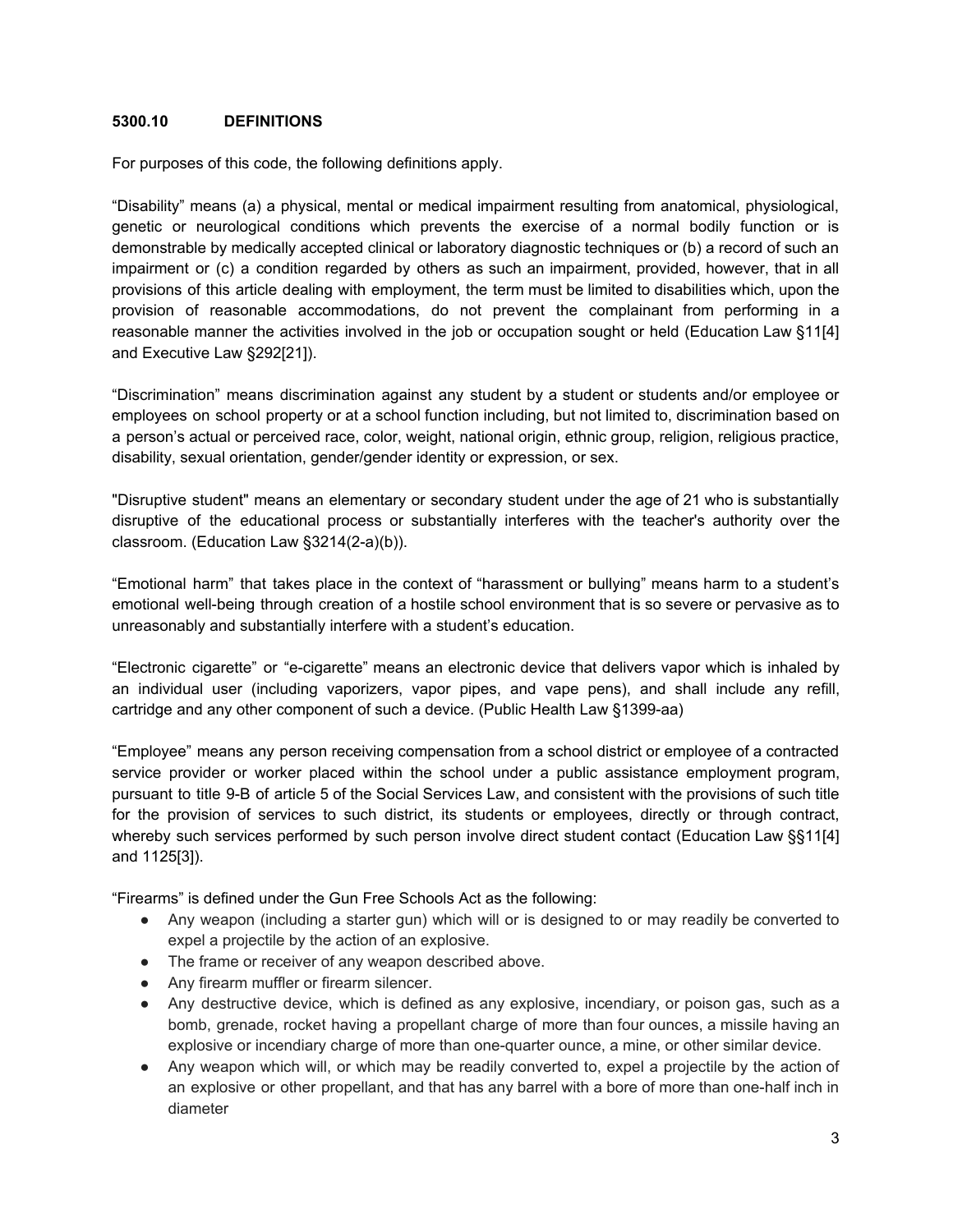### 5300.10 DEFINITIONS

For purposes of this code, the following definitions apply.

"Disability" means (a) a physical, mental or medical impairment resulting from anatomical, physiological, genetic or neurological conditions which prevents the exercise of a normal bodily function or is demonstrable by medically accepted clinical or laboratory diagnostic techniques or (b) a record of such an impairment or (c) a condition regarded by others as such an impairment, provided, however, that in all provisions of this article dealing with employment, the term must be limited to disabilities which, upon the provision of reasonable accommodations, do not prevent the complainant from performing in a reasonable manner the activities involved in the job or occupation sought or held (Education Law §11[4] and Executive Law §292[21]).

"Discrimination" means discrimination against any student by a student or students and/or employee or employees on school property or at a school function including, but not limited to, discrimination based on a person's actual or perceived race, color, weight, national origin, ethnic group, religion, religious practice, disability, sexual orientation, gender/gender identity or expression, or sex.

"Disruptive student" means an elementary or secondary student under the age of 21 who is substantially disruptive of the educational process or substantially interferes with the teacher's authority over the classroom. (Education Law §3214(2-a)(b)).

"Emotional harm" that takes place in the context of "harassment or bullying" means harm to a student's emotional well-being through creation of a hostile school environment that is so severe or pervasive as to unreasonably and substantially interfere with a student's education.

"Electronic cigarette" or "e-cigarette" means an electronic device that delivers vapor which is inhaled by an individual user (including vaporizers, vapor pipes, and vape pens), and shall include any refill, cartridge and any other component of such a device. (Public Health Law §1399-aa)

"Employee" means any person receiving compensation from a school district or employee of a contracted service provider or worker placed within the school under a public assistance employment program, pursuant to title 9-B of article 5 of the Social Services Law, and consistent with the provisions of such title for the provision of services to such district, its students or employees, directly or through contract, whereby such services performed by such person involve direct student contact (Education Law §§11[4] and 1125[3]).

"Firearms" is defined under the Gun Free Schools Act as the following:

- Any weapon (including a starter gun) which will or is designed to or may readily be converted to expel a projectile by the action of an explosive.
- The frame or receiver of any weapon described above.
- Any firearm muffler or firearm silencer.
- Any destructive device, which is defined as any explosive, incendiary, or poison gas, such as a bomb, grenade, rocket having a propellant charge of more than four ounces, a missile having an explosive or incendiary charge of more than one-quarter ounce, a mine, or other similar device.
- Any weapon which will, or which may be readily converted to, expel a projectile by the action of an explosive or other propellant, and that has any barrel with a bore of more than one-half inch in diameter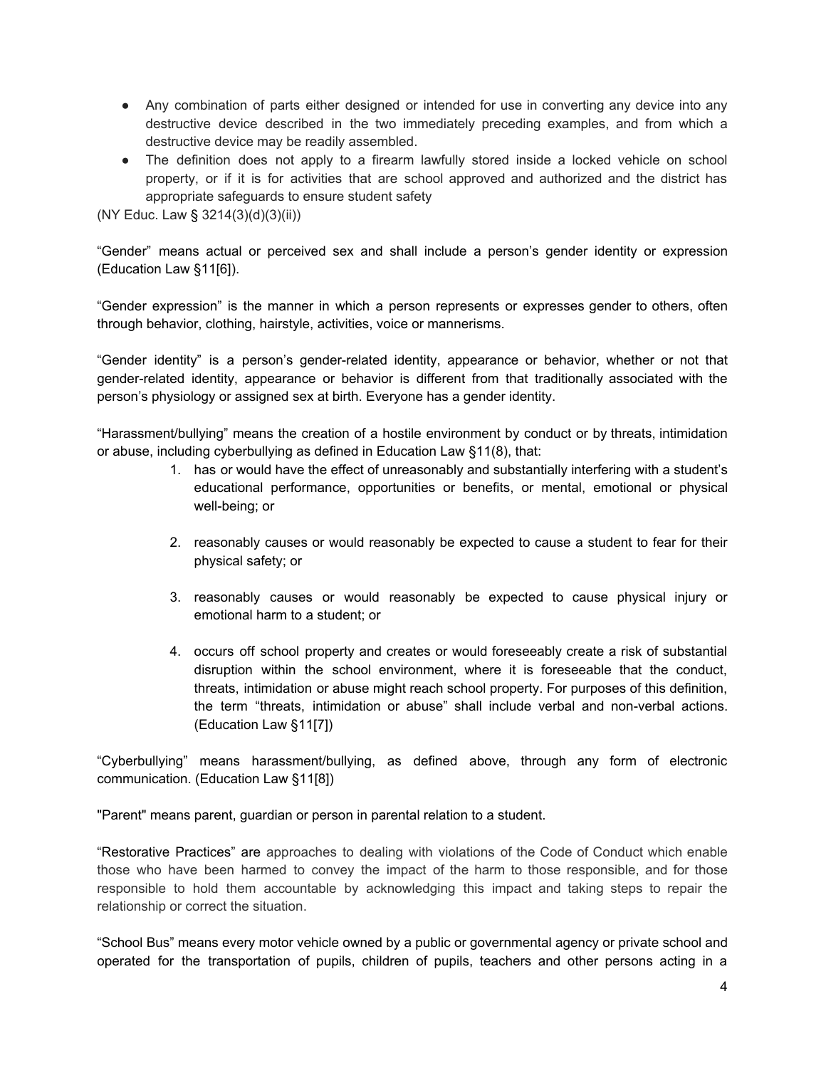- Any combination of parts either designed or intended for use in converting any device into any destructive device described in the two immediately preceding examples, and from which a destructive device may be readily assembled.
- The definition does not apply to a firearm lawfully stored inside a locked vehicle on school property, or if it is for activities that are school approved and authorized and the district has appropriate safeguards to ensure student safety

(NY Educ. Law § 3214(3)(d)(3)(ii))

"Gender" means actual or perceived sex and shall include a person's gender identity or expression (Education Law §11[6]).

"Gender expression" is the manner in which a person represents or expresses gender to others, often through behavior, clothing, hairstyle, activities, voice or mannerisms.

"Gender identity" is a person's gender-related identity, appearance or behavior, whether or not that gender-related identity, appearance or behavior is different from that traditionally associated with the person's physiology or assigned sex at birth. Everyone has a gender identity.

"Harassment/bullying" means the creation of a hostile environment by conduct or by threats, intimidation or abuse, including cyberbullying as defined in Education Law §11(8), that:

1. has or would have the effect of unreasonably and substantially interfering with a student's educational performance, opportunities or benefits, or mental, emotional or physical well-being; or
2. reasonably causes or would reasonably be expected to cause a student to fear for their physical safety; or
3. reasonably causes or would reasonably be expected to cause physical injury or emotional harm to a student; or
4. occurs off school property and creates or would foreseeably create a risk of substantial disruption within the school environment, where it is foreseeable that the conduct, threats, intimidation or abuse might reach school property. For purposes of this definition, the term "threats, intimidation or abuse" shall include verbal and non-verbal actions. (Education Law §11[7])

"Cyberbullying" means harassment/bullying, as defined above, through any form of electronic communication. (Education Law §11[8])

"Parent" means parent, guardian or person in parental relation to a student.

"Restorative Practices" are approaches to dealing with violations of the Code of Conduct which enable those who have been harmed to convey the impact of the harm to those responsible, and for those responsible to hold them accountable by acknowledging this impact and taking steps to repair the relationship or correct the situation.

"School Bus" means every motor vehicle owned by a public or governmental agency or private school and operated for the transportation of pupils, children of pupils, teachers and other persons acting in a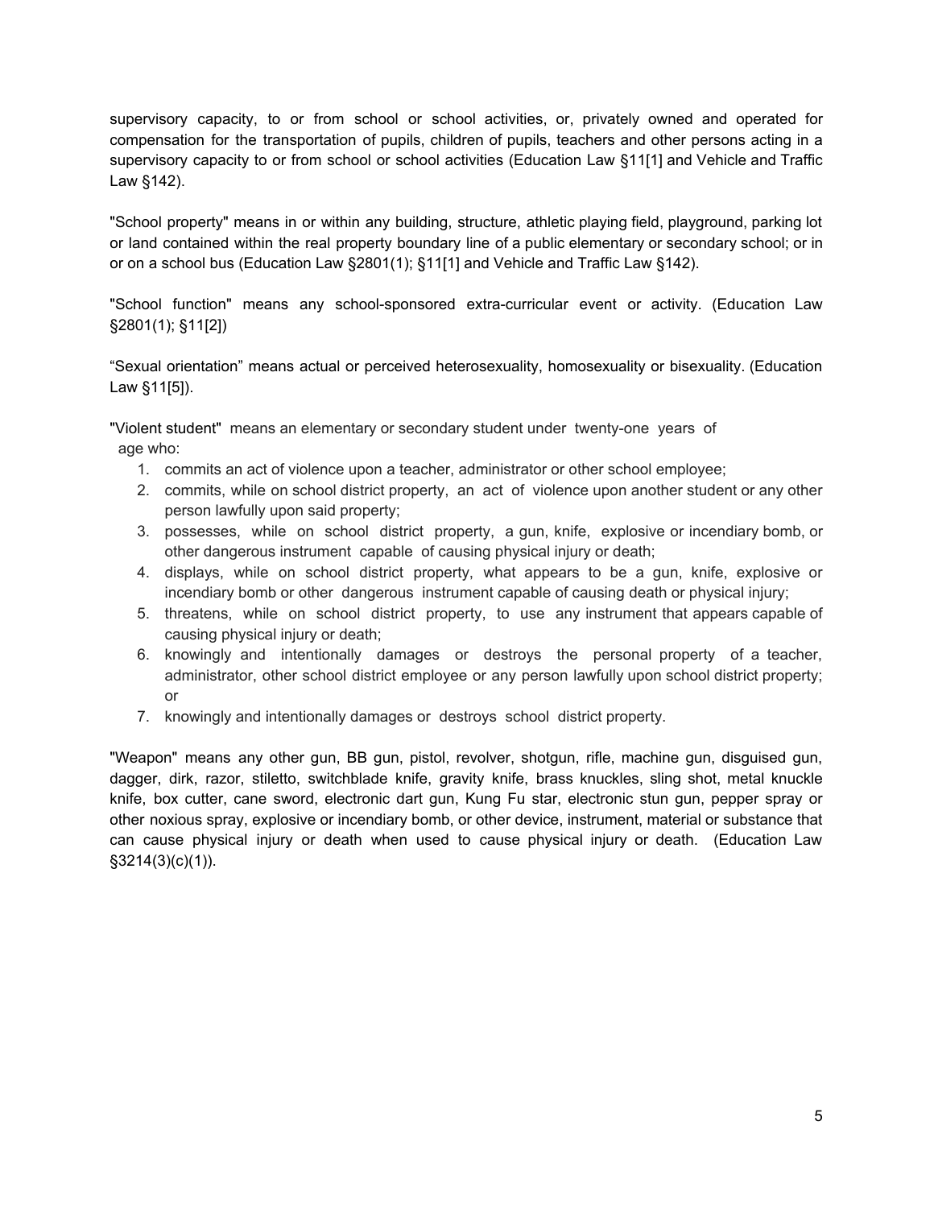supervisory capacity, to or from school or school activities, or, privately owned and operated for compensation for the transportation of pupils, children of pupils, teachers and other persons acting in a supervisory capacity to or from school or school activities (Education Law §11[1] and Vehicle and Traffic Law §142).

"School property" means in or within any building, structure, athletic playing field, playground, parking lot or land contained within the real property boundary line of a public elementary or secondary school; or in or on a school bus (Education Law §2801(1); §11[1] and Vehicle and Traffic Law §142).

"School function" means any school-sponsored extra-curricular event or activity. (Education Law §2801(1); §11[2])

“Sexual orientation” means actual or perceived heterosexuality, homosexuality or bisexuality. (Education Law §11[5]).

"Violent student" means an elementary or secondary student under twenty-one years of age who:

1. commits an act of violence upon a teacher, administrator or other school employee;
2. commits, while on school district property, an act of violence upon another student or any other person lawfully upon said property;
3. possesses, while on school district property, a gun, knife, explosive or incendiary bomb, or other dangerous instrument capable of causing physical injury or death;
4. displays, while on school district property, what appears to be a gun, knife, explosive or incendiary bomb or other dangerous instrument capable of causing death or physical injury;
5. threatens, while on school district property, to use any instrument that appears capable of causing physical injury or death;
6. knowingly and intentionally damages or destroys the personal property of a teacher, administrator, other school district employee or any person lawfully upon school district property; or
7. knowingly and intentionally damages or destroys school district property.

"Weapon" means any other gun, BB gun, pistol, revolver, shotgun, rifle, machine gun, disguised gun, dagger, dirk, razor, stiletto, switchblade knife, gravity knife, brass knuckles, sling shot, metal knuckle knife, box cutter, cane sword, electronic dart gun, Kung Fu star, electronic stun gun, pepper spray or other noxious spray, explosive or incendiary bomb, or other device, instrument, material or substance that can cause physical injury or death when used to cause physical injury or death. (Education Law §3214(3)(c)(1)).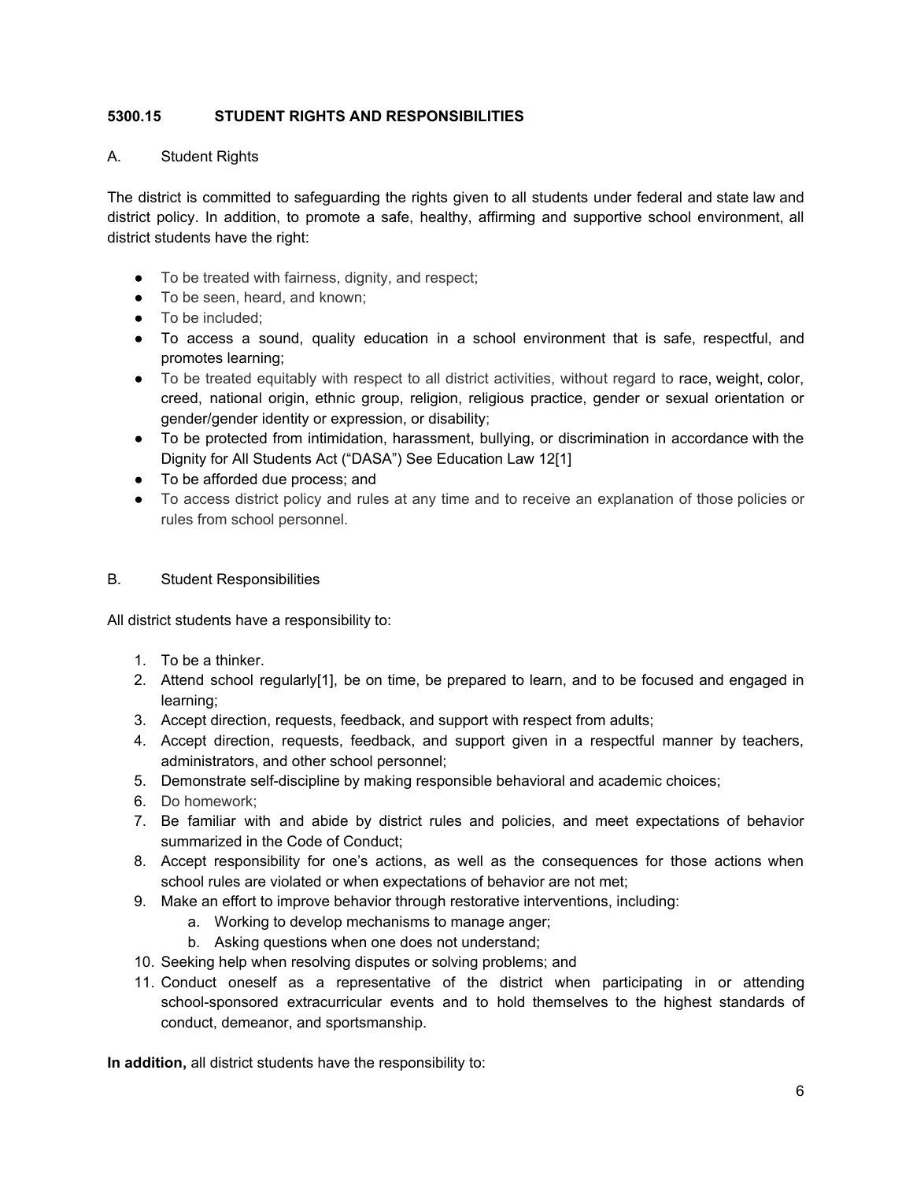**5300.15 STUDENT RIGHTS AND RESPONSIBILITIES**

A. Student Rights

The district is committed to safeguarding the rights given to all students under federal and state law and district policy. In addition, to promote a safe, healthy, affirming and supportive school environment, all district students have the right:

- To be treated with fairness, dignity, and respect;
- To be seen, heard, and known;
- To be included;
- To access a sound, quality education in a school environment that is safe, respectful, and promotes learning;
- To be treated equitably with respect to all district activities, without regard to race, weight, color, creed, national origin, ethnic group, religion, religious practice, gender or sexual orientation or gender/gender identity or expression, or disability;
- To be protected from intimidation, harassment, bullying, or discrimination in accordance with the Dignity for All Students Act ("DASA") See Education Law 12[1]
- To be afforded due process; and
- To access district policy and rules at any time and to receive an explanation of those policies or rules from school personnel.

B. Student Responsibilities

All district students have a responsibility to:

1. To be a thinker.
2. Attend school regularly[1], be on time, be prepared to learn, and to be focused and engaged in learning;
3. Accept direction, requests, feedback, and support with respect from adults;
4. Accept direction, requests, feedback, and support given in a respectful manner by teachers, administrators, and other school personnel;
5. Demonstrate self-discipline by making responsible behavioral and academic choices;
6. Do homework;
7. Be familiar with and abide by district rules and policies, and meet expectations of behavior summarized in the Code of Conduct;
8. Accept responsibility for one's actions, as well as the consequences for those actions when school rules are violated or when expectations of behavior are not met;
9. Make an effort to improve behavior through restorative interventions, including:
    a. Working to develop mechanisms to manage anger;
    b. Asking questions when one does not understand;
10. Seeking help when resolving disputes or solving problems; and
11. Conduct oneself as a representative of the district when participating in or attending school-sponsored extracurricular events and to hold themselves to the highest standards of conduct, demeanor, and sportsmanship.

**In addition,** all district students have the responsibility to: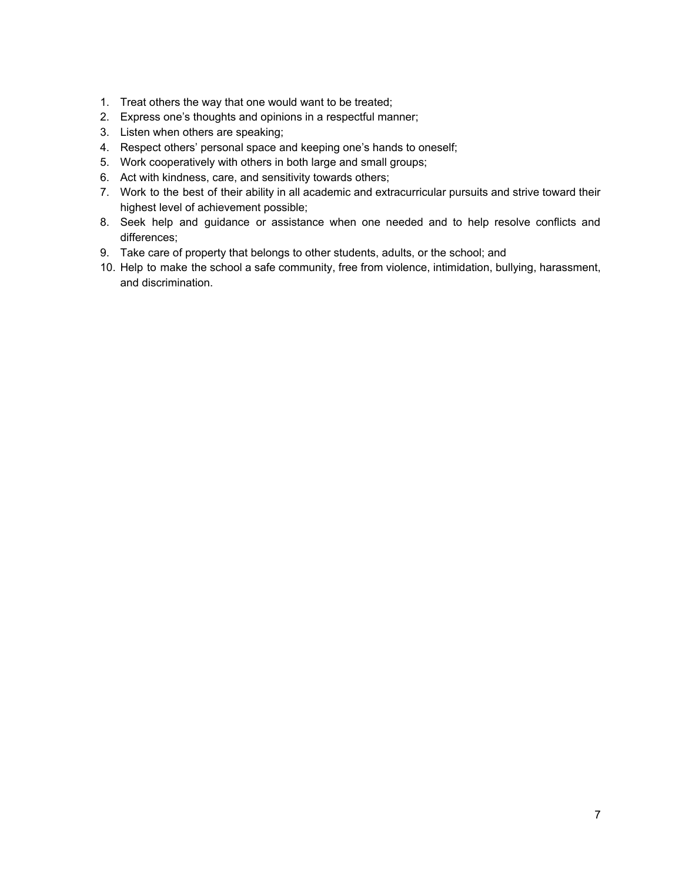1. Treat others the way that one would want to be treated;
2. Express one's thoughts and opinions in a respectful manner;
3. Listen when others are speaking;
4. Respect others' personal space and keeping one's hands to oneself;
5. Work cooperatively with others in both large and small groups;
6. Act with kindness, care, and sensitivity towards others;
7. Work to the best of their ability in all academic and extracurricular pursuits and strive toward their highest level of achievement possible;
8. Seek help and guidance or assistance when one needed and to help resolve conflicts and differences;
9. Take care of property that belongs to other students, adults, or the school; and
10. Help to make the school a safe community, free from violence, intimidation, bullying, harassment, and discrimination.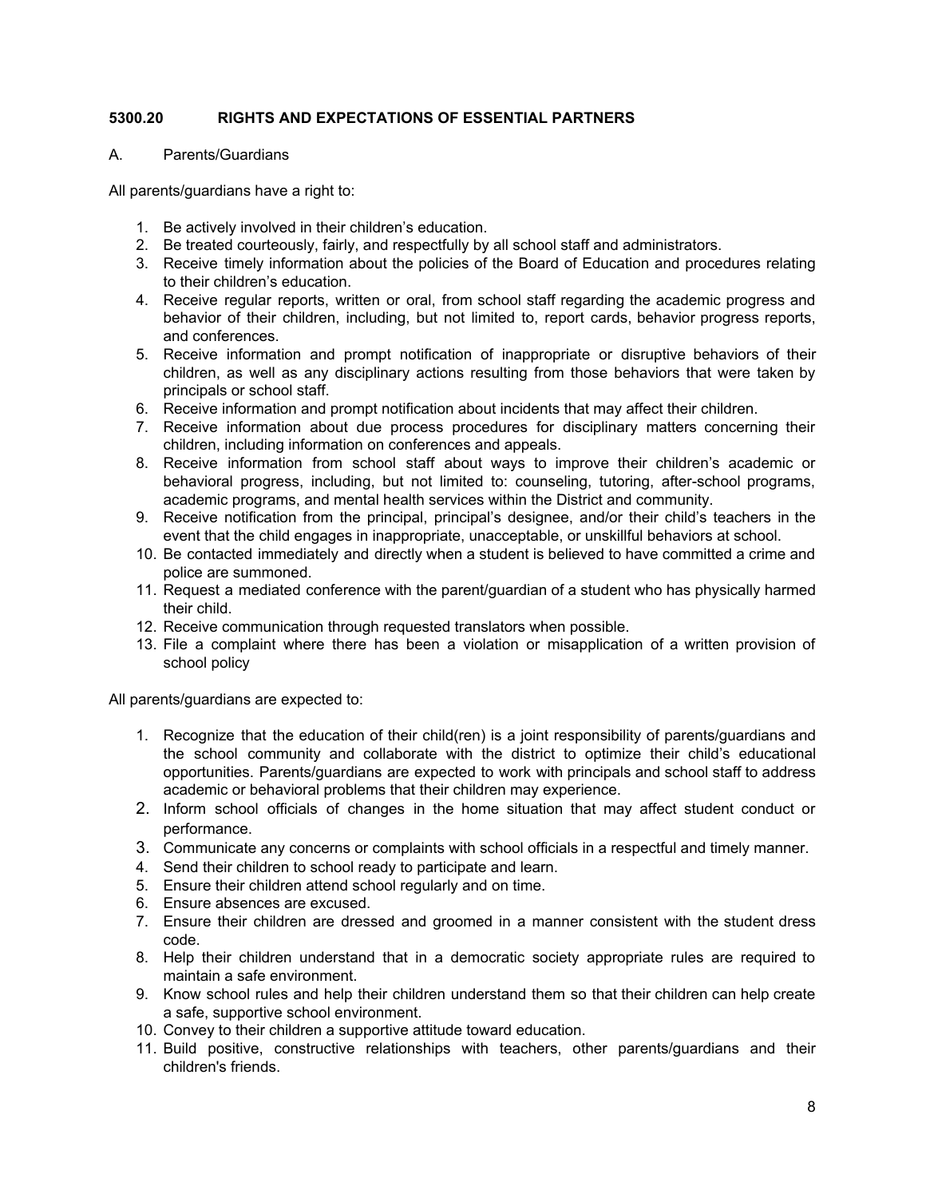### 5300.20 RIGHTS AND EXPECTATIONS OF ESSENTIAL PARTNERS

A. Parents/Guardians

All parents/guardians have a right to:

1. Be actively involved in their children's education.
2. Be treated courteously, fairly, and respectfully by all school staff and administrators.
3. Receive timely information about the policies of the Board of Education and procedures relating to their children's education.
4. Receive regular reports, written or oral, from school staff regarding the academic progress and behavior of their children, including, but not limited to, report cards, behavior progress reports, and conferences.
5. Receive information and prompt notification of inappropriate or disruptive behaviors of their children, as well as any disciplinary actions resulting from those behaviors that were taken by principals or school staff.
6. Receive information and prompt notification about incidents that may affect their children.
7. Receive information about due process procedures for disciplinary matters concerning their children, including information on conferences and appeals.
8. Receive information from school staff about ways to improve their children's academic or behavioral progress, including, but not limited to: counseling, tutoring, after-school programs, academic programs, and mental health services within the District and community.
9. Receive notification from the principal, principal's designee, and/or their child's teachers in the event that the child engages in inappropriate, unacceptable, or unskillful behaviors at school.
10. Be contacted immediately and directly when a student is believed to have committed a crime and police are summoned.
11. Request a mediated conference with the parent/guardian of a student who has physically harmed their child.
12. Receive communication through requested translators when possible.
13. File a complaint where there has been a violation or misapplication of a written provision of school policy

All parents/guardians are expected to:

1. Recognize that the education of their child(ren) is a joint responsibility of parents/guardians and the school community and collaborate with the district to optimize their child's educational opportunities. Parents/guardians are expected to work with principals and school staff to address academic or behavioral problems that their children may experience.
2. Inform school officials of changes in the home situation that may affect student conduct or performance.
3. Communicate any concerns or complaints with school officials in a respectful and timely manner.
4. Send their children to school ready to participate and learn.
5. Ensure their children attend school regularly and on time.
6. Ensure absences are excused.
7. Ensure their children are dressed and groomed in a manner consistent with the student dress code.
8. Help their children understand that in a democratic society appropriate rules are required to maintain a safe environment.
9. Know school rules and help their children understand them so that their children can help create a safe, supportive school environment.
10. Convey to their children a supportive attitude toward education.
11. Build positive, constructive relationships with teachers, other parents/guardians and their children's friends.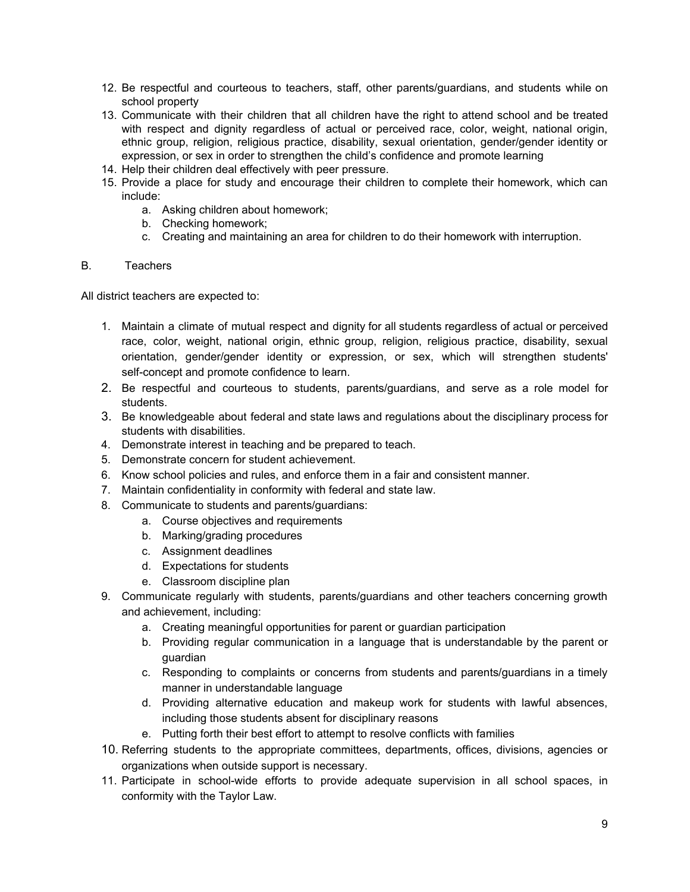12. Be respectful and courteous to teachers, staff, other parents/guardians, and students while on school property
13. Communicate with their children that all children have the right to attend school and be treated with respect and dignity regardless of actual or perceived race, color, weight, national origin, ethnic group, religion, religious practice, disability, sexual orientation, gender/gender identity or expression, or sex in order to strengthen the child's confidence and promote learning
14. Help their children deal effectively with peer pressure.
15. Provide a place for study and encourage their children to complete their homework, which can include:
    a. Asking children about homework;
    b. Checking homework;
    c. Creating and maintaining an area for children to do their homework with interruption.

B. Teachers

All district teachers are expected to:

1. Maintain a climate of mutual respect and dignity for all students regardless of actual or perceived race, color, weight, national origin, ethnic group, religion, religious practice, disability, sexual orientation, gender/gender identity or expression, or sex, which will strengthen students' self-concept and promote confidence to learn.
2. Be respectful and courteous to students, parents/guardians, and serve as a role model for students.
3. Be knowledgeable about federal and state laws and regulations about the disciplinary process for students with disabilities.
4. Demonstrate interest in teaching and be prepared to teach.
5. Demonstrate concern for student achievement.
6. Know school policies and rules, and enforce them in a fair and consistent manner.
7. Maintain confidentiality in conformity with federal and state law.
8. Communicate to students and parents/guardians:
    a. Course objectives and requirements
    b. Marking/grading procedures
    c. Assignment deadlines
    d. Expectations for students
    e. Classroom discipline plan
9. Communicate regularly with students, parents/guardians and other teachers concerning growth and achievement, including:
    a. Creating meaningful opportunities for parent or guardian participation
    b. Providing regular communication in a language that is understandable by the parent or guardian
    c. Responding to complaints or concerns from students and parents/guardians in a timely manner in understandable language
    d. Providing alternative education and makeup work for students with lawful absences, including those students absent for disciplinary reasons
    e. Putting forth their best effort to attempt to resolve conflicts with families
10. Referring students to the appropriate committees, departments, offices, divisions, agencies or organizations when outside support is necessary.
11. Participate in school-wide efforts to provide adequate supervision in all school spaces, in conformity with the Taylor Law.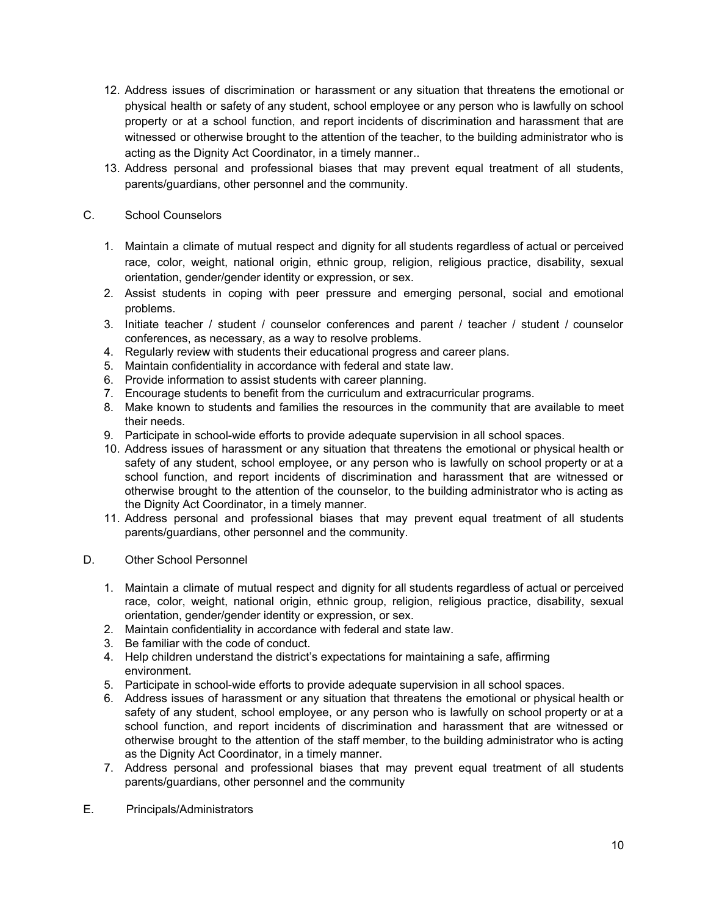12. Address issues of discrimination or harassment or any situation that threatens the emotional or physical health or safety of any student, school employee or any person who is lawfully on school property or at a school function, and report incidents of discrimination and harassment that are witnessed or otherwise brought to the attention of the teacher, to the building administrator who is acting as the Dignity Act Coordinator, in a timely manner..
13. Address personal and professional biases that may prevent equal treatment of all students, parents/guardians, other personnel and the community.

C. School Counselors

1. Maintain a climate of mutual respect and dignity for all students regardless of actual or perceived race, color, weight, national origin, ethnic group, religion, religious practice, disability, sexual orientation, gender/gender identity or expression, or sex.
2. Assist students in coping with peer pressure and emerging personal, social and emotional problems.
3. Initiate teacher / student / counselor conferences and parent / teacher / student / counselor conferences, as necessary, as a way to resolve problems.
4. Regularly review with students their educational progress and career plans.
5. Maintain confidentiality in accordance with federal and state law.
6. Provide information to assist students with career planning.
7. Encourage students to benefit from the curriculum and extracurricular programs.
8. Make known to students and families the resources in the community that are available to meet their needs.
9. Participate in school-wide efforts to provide adequate supervision in all school spaces.
10. Address issues of harassment or any situation that threatens the emotional or physical health or safety of any student, school employee, or any person who is lawfully on school property or at a school function, and report incidents of discrimination and harassment that are witnessed or otherwise brought to the attention of the counselor, to the building administrator who is acting as the Dignity Act Coordinator, in a timely manner.
11. Address personal and professional biases that may prevent equal treatment of all students parents/guardians, other personnel and the community.

D. Other School Personnel

1. Maintain a climate of mutual respect and dignity for all students regardless of actual or perceived race, color, weight, national origin, ethnic group, religion, religious practice, disability, sexual orientation, gender/gender identity or expression, or sex.
2. Maintain confidentiality in accordance with federal and state law.
3. Be familiar with the code of conduct.
4. Help children understand the district's expectations for maintaining a safe, affirming environment.
5. Participate in school-wide efforts to provide adequate supervision in all school spaces.
6. Address issues of harassment or any situation that threatens the emotional or physical health or safety of any student, school employee, or any person who is lawfully on school property or at a school function, and report incidents of discrimination and harassment that are witnessed or otherwise brought to the attention of the staff member, to the building administrator who is acting as the Dignity Act Coordinator, in a timely manner.
7. Address personal and professional biases that may prevent equal treatment of all students parents/guardians, other personnel and the community

E. Principals/Administrators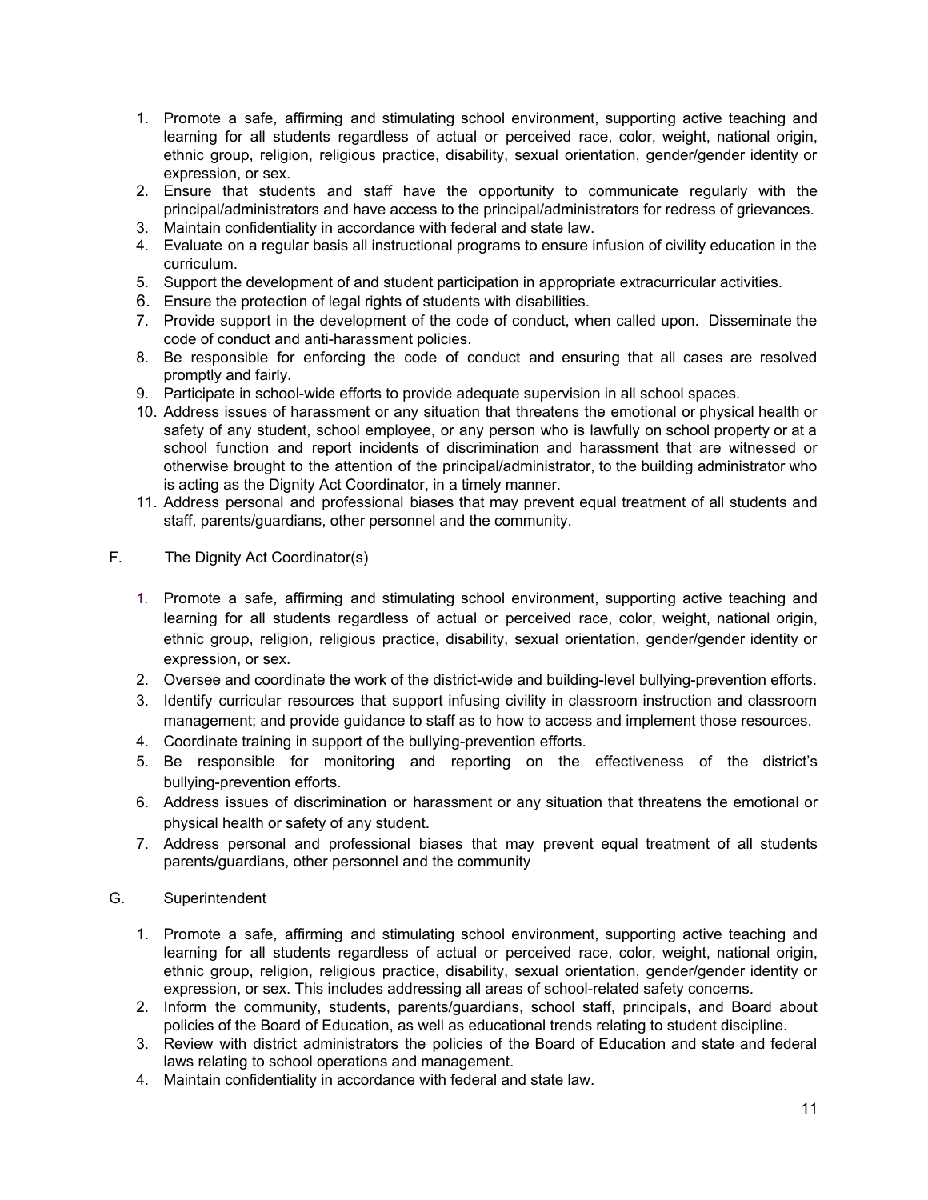1. Promote a safe, affirming and stimulating school environment, supporting active teaching and learning for all students regardless of actual or perceived race, color, weight, national origin, ethnic group, religion, religious practice, disability, sexual orientation, gender/gender identity or expression, or sex.
2. Ensure that students and staff have the opportunity to communicate regularly with the principal/administrators and have access to the principal/administrators for redress of grievances.
3. Maintain confidentiality in accordance with federal and state law.
4. Evaluate on a regular basis all instructional programs to ensure infusion of civility education in the curriculum.
5. Support the development of and student participation in appropriate extracurricular activities.
6. Ensure the protection of legal rights of students with disabilities.
7. Provide support in the development of the code of conduct, when called upon. Disseminate the code of conduct and anti-harassment policies.
8. Be responsible for enforcing the code of conduct and ensuring that all cases are resolved promptly and fairly.
9. Participate in school-wide efforts to provide adequate supervision in all school spaces.
10. Address issues of harassment or any situation that threatens the emotional or physical health or safety of any student, school employee, or any person who is lawfully on school property or at a school function and report incidents of discrimination and harassment that are witnessed or otherwise brought to the attention of the principal/administrator, to the building administrator who is acting as the Dignity Act Coordinator, in a timely manner.
11. Address personal and professional biases that may prevent equal treatment of all students and staff, parents/guardians, other personnel and the community.

F. The Dignity Act Coordinator(s)

1. Promote a safe, affirming and stimulating school environment, supporting active teaching and learning for all students regardless of actual or perceived race, color, weight, national origin, ethnic group, religion, religious practice, disability, sexual orientation, gender/gender identity or expression, or sex.
2. Oversee and coordinate the work of the district-wide and building-level bullying-prevention efforts.
3. Identify curricular resources that support infusing civility in classroom instruction and classroom management; and provide guidance to staff as to how to access and implement those resources.
4. Coordinate training in support of the bullying-prevention efforts.
5. Be responsible for monitoring and reporting on the effectiveness of the district's bullying-prevention efforts.
6. Address issues of discrimination or harassment or any situation that threatens the emotional or physical health or safety of any student.
7. Address personal and professional biases that may prevent equal treatment of all students parents/guardians, other personnel and the community

G. Superintendent

1. Promote a safe, affirming and stimulating school environment, supporting active teaching and learning for all students regardless of actual or perceived race, color, weight, national origin, ethnic group, religion, religious practice, disability, sexual orientation, gender/gender identity or expression, or sex. This includes addressing all areas of school-related safety concerns.
2. Inform the community, students, parents/guardians, school staff, principals, and Board about policies of the Board of Education, as well as educational trends relating to student discipline.
3. Review with district administrators the policies of the Board of Education and state and federal laws relating to school operations and management.
4. Maintain confidentiality in accordance with federal and state law.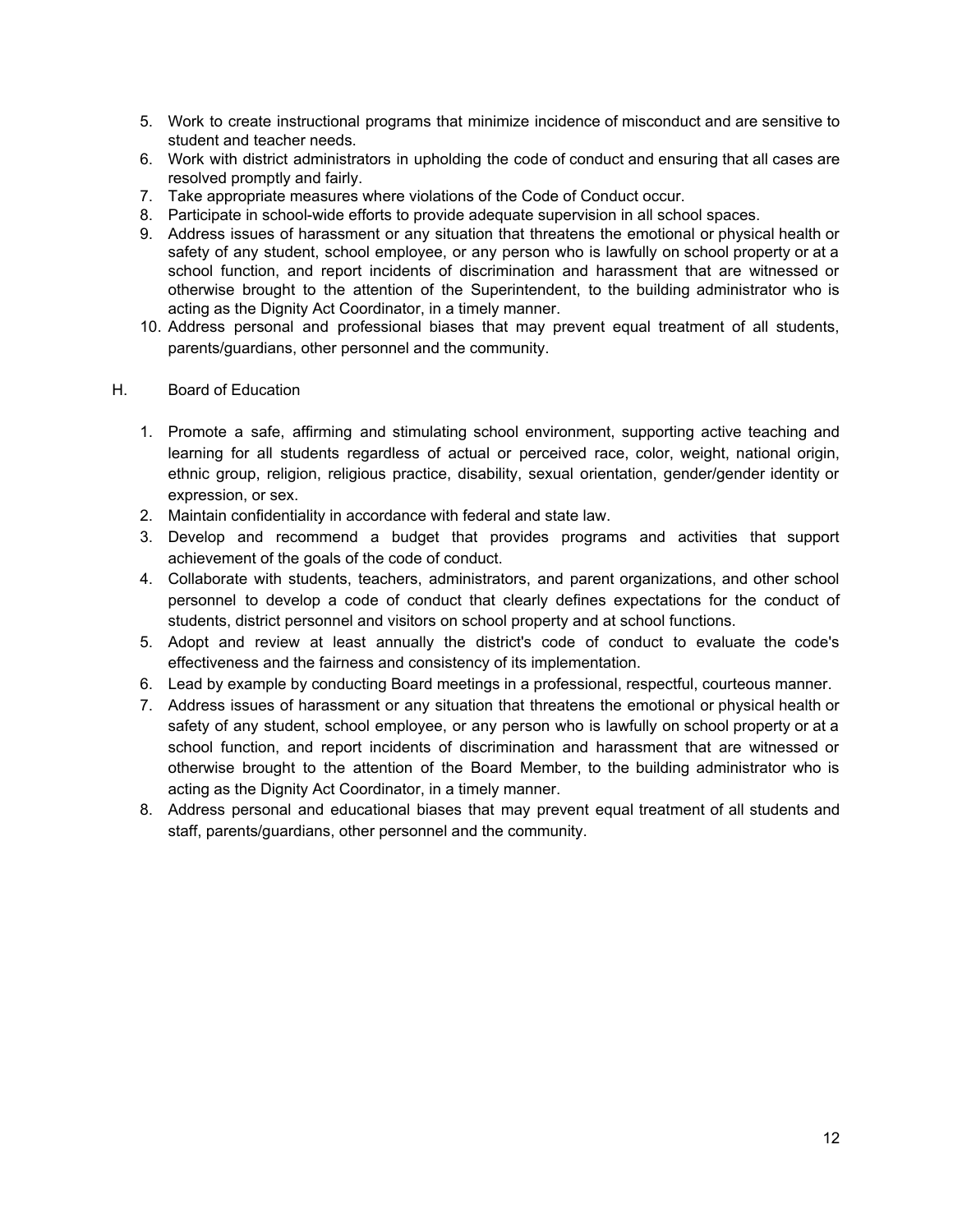5. Work to create instructional programs that minimize incidence of misconduct and are sensitive to student and teacher needs.
6. Work with district administrators in upholding the code of conduct and ensuring that all cases are resolved promptly and fairly.
7. Take appropriate measures where violations of the Code of Conduct occur.
8. Participate in school-wide efforts to provide adequate supervision in all school spaces.
9. Address issues of harassment or any situation that threatens the emotional or physical health or safety of any student, school employee, or any person who is lawfully on school property or at a school function, and report incidents of discrimination and harassment that are witnessed or otherwise brought to the attention of the Superintendent, to the building administrator who is acting as the Dignity Act Coordinator, in a timely manner.
10. Address personal and professional biases that may prevent equal treatment of all students, parents/guardians, other personnel and the community.

H. Board of Education

1. Promote a safe, affirming and stimulating school environment, supporting active teaching and learning for all students regardless of actual or perceived race, color, weight, national origin, ethnic group, religion, religious practice, disability, sexual orientation, gender/gender identity or expression, or sex.
2. Maintain confidentiality in accordance with federal and state law.
3. Develop and recommend a budget that provides programs and activities that support achievement of the goals of the code of conduct.
4. Collaborate with students, teachers, administrators, and parent organizations, and other school personnel to develop a code of conduct that clearly defines expectations for the conduct of students, district personnel and visitors on school property and at school functions.
5. Adopt and review at least annually the district's code of conduct to evaluate the code's effectiveness and the fairness and consistency of its implementation.
6. Lead by example by conducting Board meetings in a professional, respectful, courteous manner.
7. Address issues of harassment or any situation that threatens the emotional or physical health or safety of any student, school employee, or any person who is lawfully on school property or at a school function, and report incidents of discrimination and harassment that are witnessed or otherwise brought to the attention of the Board Member, to the building administrator who is acting as the Dignity Act Coordinator, in a timely manner.
8. Address personal and educational biases that may prevent equal treatment of all students and staff, parents/guardians, other personnel and the community.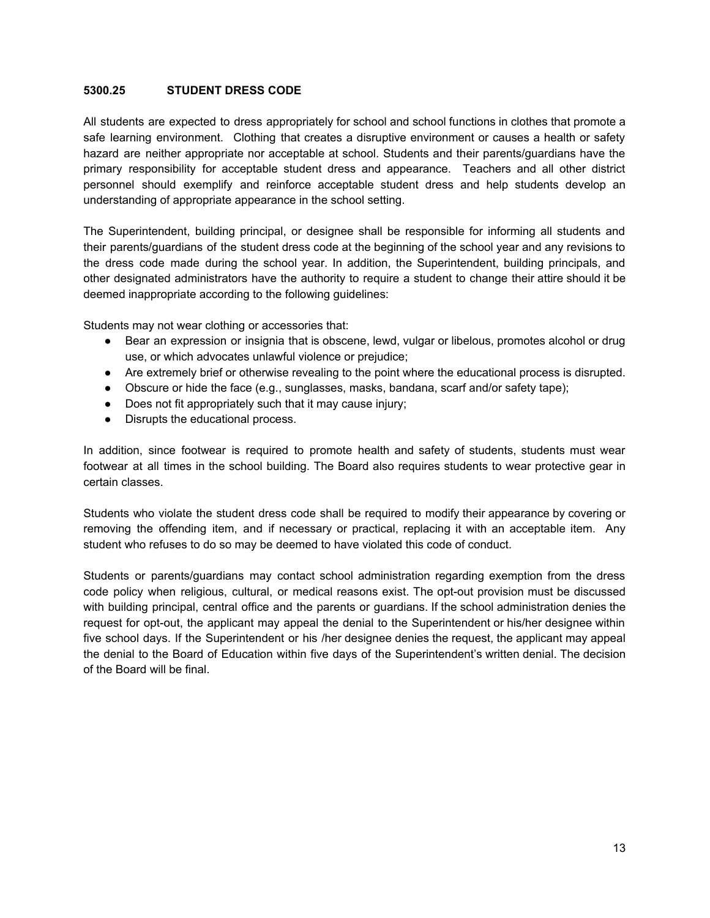### 5300.25 STUDENT DRESS CODE

All students are expected to dress appropriately for school and school functions in clothes that promote a safe learning environment. Clothing that creates a disruptive environment or causes a health or safety hazard are neither appropriate nor acceptable at school. Students and their parents/guardians have the primary responsibility for acceptable student dress and appearance. Teachers and all other district personnel should exemplify and reinforce acceptable student dress and help students develop an understanding of appropriate appearance in the school setting.

The Superintendent, building principal, or designee shall be responsible for informing all students and their parents/guardians of the student dress code at the beginning of the school year and any revisions to the dress code made during the school year. In addition, the Superintendent, building principals, and other designated administrators have the authority to require a student to change their attire should it be deemed inappropriate according to the following guidelines:

Students may not wear clothing or accessories that:

- Bear an expression or insignia that is obscene, lewd, vulgar or libelous, promotes alcohol or drug use, or which advocates unlawful violence or prejudice;
- Are extremely brief or otherwise revealing to the point where the educational process is disrupted.
- Obscure or hide the face (e.g., sunglasses, masks, bandana, scarf and/or safety tape);
- Does not fit appropriately such that it may cause injury;
- Disrupts the educational process.

In addition, since footwear is required to promote health and safety of students, students must wear footwear at all times in the school building. The Board also requires students to wear protective gear in certain classes.

Students who violate the student dress code shall be required to modify their appearance by covering or removing the offending item, and if necessary or practical, replacing it with an acceptable item. Any student who refuses to do so may be deemed to have violated this code of conduct.

Students or parents/guardians may contact school administration regarding exemption from the dress code policy when religious, cultural, or medical reasons exist. The opt-out provision must be discussed with building principal, central office and the parents or guardians. If the school administration denies the request for opt-out, the applicant may appeal the denial to the Superintendent or his/her designee within five school days. If the Superintendent or his /her designee denies the request, the applicant may appeal the denial to the Board of Education within five days of the Superintendent's written denial. The decision of the Board will be final.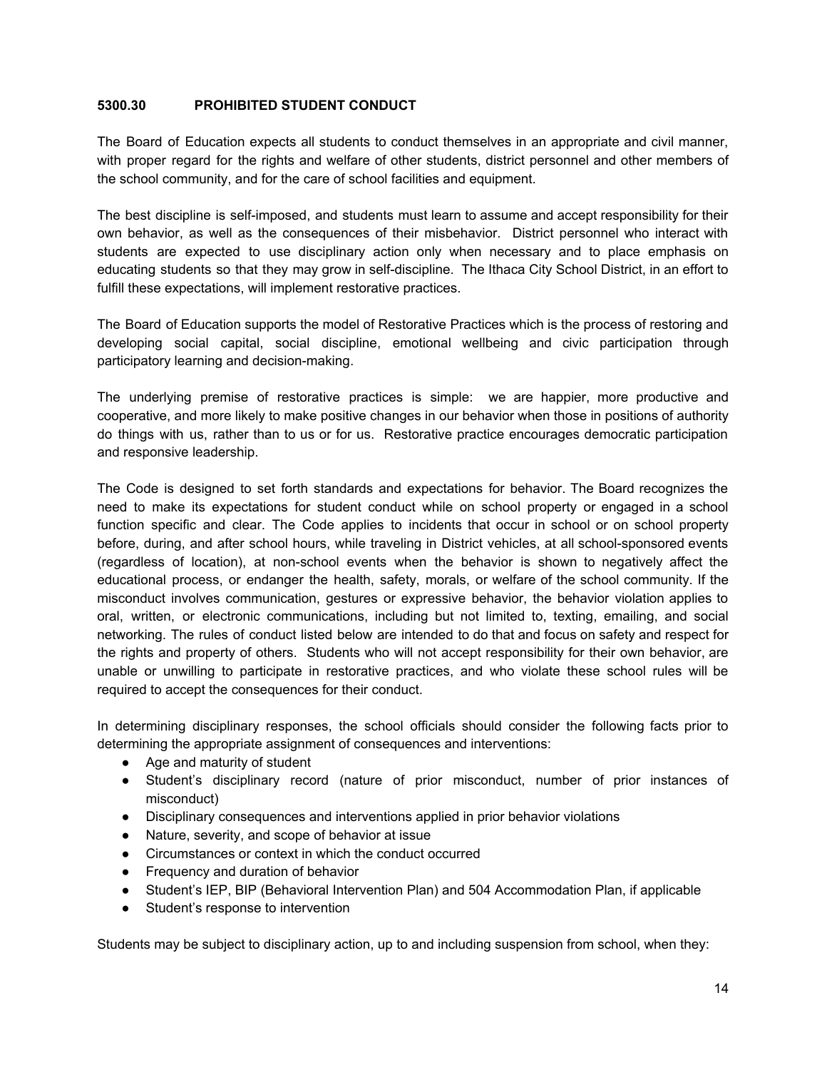## 5300.30 PROHIBITED STUDENT CONDUCT

The Board of Education expects all students to conduct themselves in an appropriate and civil manner, with proper regard for the rights and welfare of other students, district personnel and other members of the school community, and for the care of school facilities and equipment.

The best discipline is self-imposed, and students must learn to assume and accept responsibility for their own behavior, as well as the consequences of their misbehavior. District personnel who interact with students are expected to use disciplinary action only when necessary and to place emphasis on educating students so that they may grow in self-discipline. The Ithaca City School District, in an effort to fulfill these expectations, will implement restorative practices.

The Board of Education supports the model of Restorative Practices which is the process of restoring and developing social capital, social discipline, emotional wellbeing and civic participation through participatory learning and decision-making.

The underlying premise of restorative practices is simple: we are happier, more productive and cooperative, and more likely to make positive changes in our behavior when those in positions of authority do things with us, rather than to us or for us. Restorative practice encourages democratic participation and responsive leadership.

The Code is designed to set forth standards and expectations for behavior. The Board recognizes the need to make its expectations for student conduct while on school property or engaged in a school function specific and clear. The Code applies to incidents that occur in school or on school property before, during, and after school hours, while traveling in District vehicles, at all school-sponsored events (regardless of location), at non-school events when the behavior is shown to negatively affect the educational process, or endanger the health, safety, morals, or welfare of the school community. If the misconduct involves communication, gestures or expressive behavior, the behavior violation applies to oral, written, or electronic communications, including but not limited to, texting, emailing, and social networking. The rules of conduct listed below are intended to do that and focus on safety and respect for the rights and property of others. Students who will not accept responsibility for their own behavior, are unable or unwilling to participate in restorative practices, and who violate these school rules will be required to accept the consequences for their conduct.

In determining disciplinary responses, the school officials should consider the following facts prior to determining the appropriate assignment of consequences and interventions:

- Age and maturity of student
- Student's disciplinary record (nature of prior misconduct, number of prior instances of misconduct)
- Disciplinary consequences and interventions applied in prior behavior violations
- Nature, severity, and scope of behavior at issue
- Circumstances or context in which the conduct occurred
- Frequency and duration of behavior
- Student's IEP, BIP (Behavioral Intervention Plan) and 504 Accommodation Plan, if applicable
- Student's response to intervention

Students may be subject to disciplinary action, up to and including suspension from school, when they: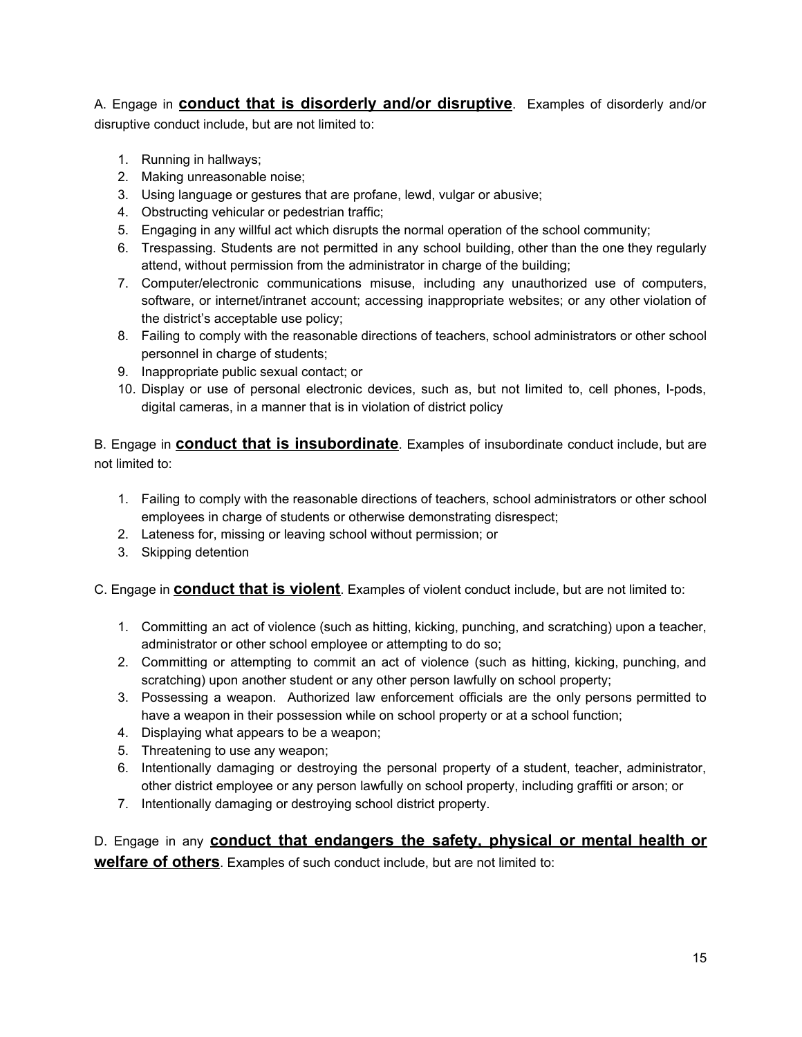A. Engage in **conduct that is disorderly and/or disruptive**. Examples of disorderly and/or disruptive conduct include, but are not limited to:

1. Running in hallways;
2. Making unreasonable noise;
3. Using language or gestures that are profane, lewd, vulgar or abusive;
4. Obstructing vehicular or pedestrian traffic;
5. Engaging in any willful act which disrupts the normal operation of the school community;
6. Trespassing. Students are not permitted in any school building, other than the one they regularly attend, without permission from the administrator in charge of the building;
7. Computer/electronic communications misuse, including any unauthorized use of computers, software, or internet/intranet account; accessing inappropriate websites; or any other violation of the district's acceptable use policy;
8. Failing to comply with the reasonable directions of teachers, school administrators or other school personnel in charge of students;
9. Inappropriate public sexual contact; or
10. Display or use of personal electronic devices, such as, but not limited to, cell phones, I-pods, digital cameras, in a manner that is in violation of district policy

B. Engage in **conduct that is insubordinate**. Examples of insubordinate conduct include, but are not limited to:

1. Failing to comply with the reasonable directions of teachers, school administrators or other school employees in charge of students or otherwise demonstrating disrespect;
2. Lateness for, missing or leaving school without permission; or
3. Skipping detention

C. Engage in **conduct that is violent**. Examples of violent conduct include, but are not limited to:

1. Committing an act of violence (such as hitting, kicking, punching, and scratching) upon a teacher, administrator or other school employee or attempting to do so;
2. Committing or attempting to commit an act of violence (such as hitting, kicking, punching, and scratching) upon another student or any other person lawfully on school property;
3. Possessing a weapon. Authorized law enforcement officials are the only persons permitted to have a weapon in their possession while on school property or at a school function;
4. Displaying what appears to be a weapon;
5. Threatening to use any weapon;
6. Intentionally damaging or destroying the personal property of a student, teacher, administrator, other district employee or any person lawfully on school property, including graffiti or arson; or
7. Intentionally damaging or destroying school district property.

D. Engage in any **conduct that endangers the safety, physical or mental health or welfare of others**. Examples of such conduct include, but are not limited to: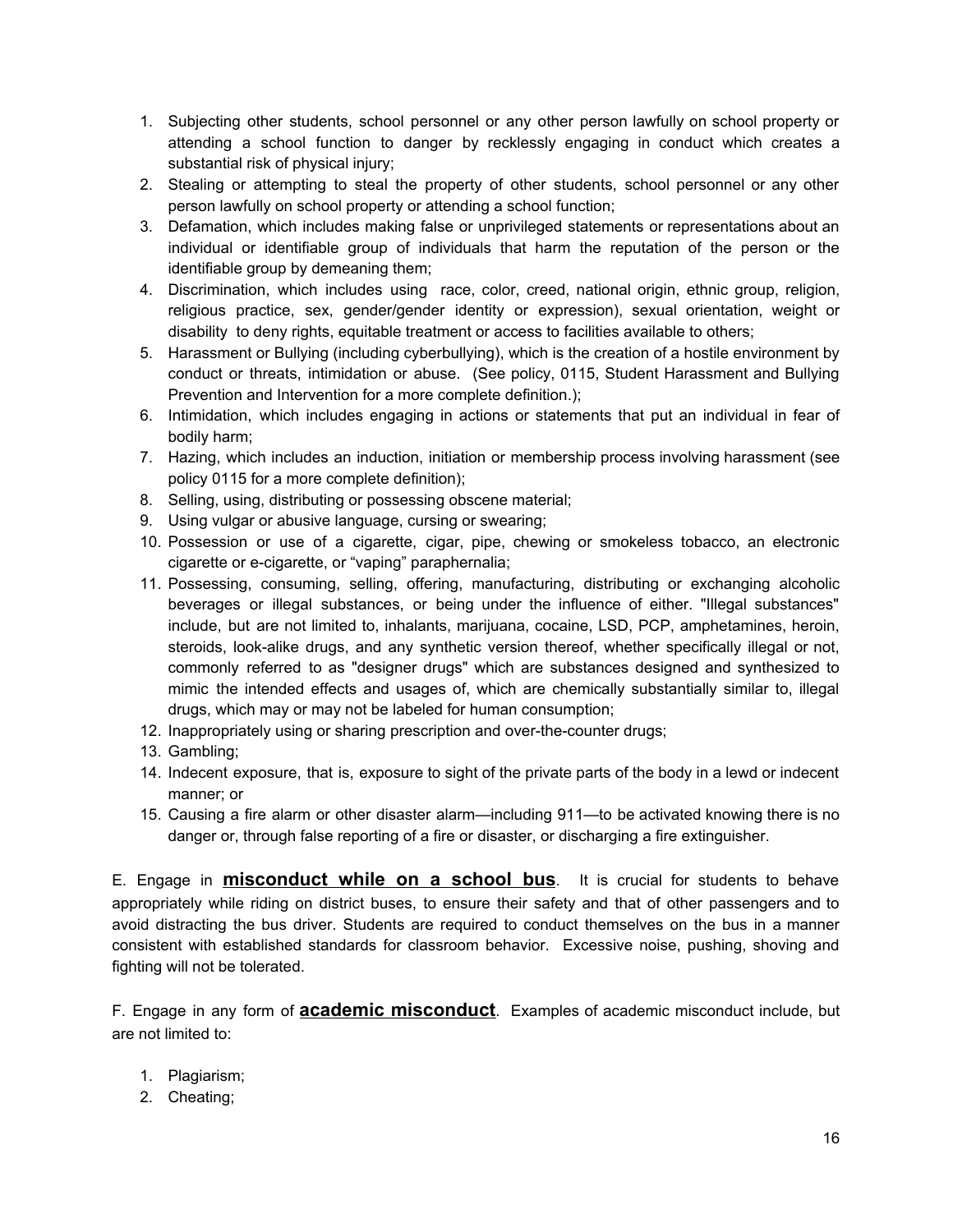1. Subjecting other students, school personnel or any other person lawfully on school property or attending a school function to danger by recklessly engaging in conduct which creates a substantial risk of physical injury;
2. Stealing or attempting to steal the property of other students, school personnel or any other person lawfully on school property or attending a school function;
3. Defamation, which includes making false or unprivileged statements or representations about an individual or identifiable group of individuals that harm the reputation of the person or the identifiable group by demeaning them;
4. Discrimination, which includes using race, color, creed, national origin, ethnic group, religion, religious practice, sex, gender/gender identity or expression), sexual orientation, weight or disability to deny rights, equitable treatment or access to facilities available to others;
5. Harassment or Bullying (including cyberbullying), which is the creation of a hostile environment by conduct or threats, intimidation or abuse. (See policy, 0115, Student Harassment and Bullying Prevention and Intervention for a more complete definition.);
6. Intimidation, which includes engaging in actions or statements that put an individual in fear of bodily harm;
7. Hazing, which includes an induction, initiation or membership process involving harassment (see policy 0115 for a more complete definition);
8. Selling, using, distributing or possessing obscene material;
9. Using vulgar or abusive language, cursing or swearing;
10. Possession or use of a cigarette, cigar, pipe, chewing or smokeless tobacco, an electronic cigarette or e-cigarette, or "vaping" paraphernalia;
11. Possessing, consuming, selling, offering, manufacturing, distributing or exchanging alcoholic beverages or illegal substances, or being under the influence of either. "Illegal substances" include, but are not limited to, inhalants, marijuana, cocaine, LSD, PCP, amphetamines, heroin, steroids, look-alike drugs, and any synthetic version thereof, whether specifically illegal or not, commonly referred to as "designer drugs" which are substances designed and synthesized to mimic the intended effects and usages of, which are chemically substantially similar to, illegal drugs, which may or may not be labeled for human consumption;
12. Inappropriately using or sharing prescription and over-the-counter drugs;
13. Gambling;
14. Indecent exposure, that is, exposure to sight of the private parts of the body in a lewd or indecent manner; or
15. Causing a fire alarm or other disaster alarm—including 911—to be activated knowing there is no danger or, through false reporting of a fire or disaster, or discharging a fire extinguisher.

E. Engage in **misconduct while on a school bus**. It is crucial for students to behave appropriately while riding on district buses, to ensure their safety and that of other passengers and to avoid distracting the bus driver. Students are required to conduct themselves on the bus in a manner consistent with established standards for classroom behavior. Excessive noise, pushing, shoving and fighting will not be tolerated.

F. Engage in any form of **academic misconduct**. Examples of academic misconduct include, but are not limited to:

1. Plagiarism;
2. Cheating;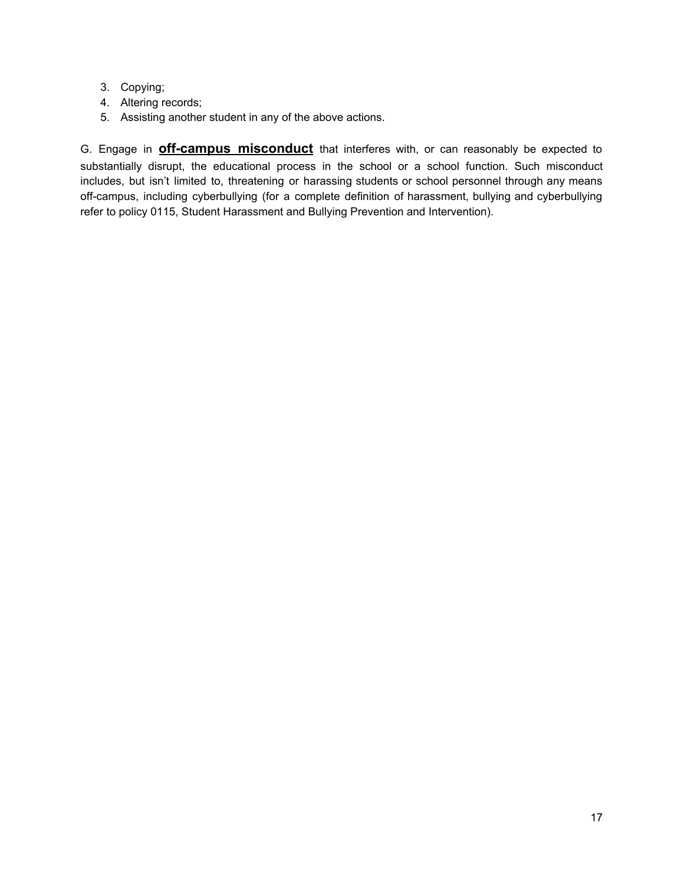3. Copying;
4. Altering records;
5. Assisting another student in any of the above actions.

G. Engage in **off-campus misconduct** that interferes with, or can reasonably be expected to substantially disrupt, the educational process in the school or a school function. Such misconduct includes, but isn't limited to, threatening or harassing students or school personnel through any means off-campus, including cyberbullying (for a complete definition of harassment, bullying and cyberbullying refer to policy 0115, Student Harassment and Bullying Prevention and Intervention).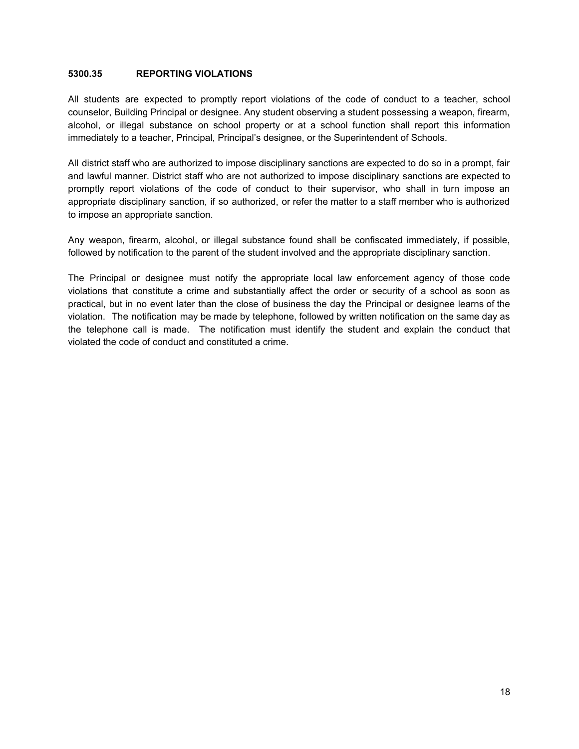**5300.35 REPORTING VIOLATIONS**

All students are expected to promptly report violations of the code of conduct to a teacher, school counselor, Building Principal or designee. Any student observing a student possessing a weapon, firearm, alcohol, or illegal substance on school property or at a school function shall report this information immediately to a teacher, Principal, Principal's designee, or the Superintendent of Schools.

All district staff who are authorized to impose disciplinary sanctions are expected to do so in a prompt, fair and lawful manner. District staff who are not authorized to impose disciplinary sanctions are expected to promptly report violations of the code of conduct to their supervisor, who shall in turn impose an appropriate disciplinary sanction, if so authorized, or refer the matter to a staff member who is authorized to impose an appropriate sanction.

Any weapon, firearm, alcohol, or illegal substance found shall be confiscated immediately, if possible, followed by notification to the parent of the student involved and the appropriate disciplinary sanction.

The Principal or designee must notify the appropriate local law enforcement agency of those code violations that constitute a crime and substantially affect the order or security of a school as soon as practical, but in no event later than the close of business the day the Principal or designee learns of the violation. The notification may be made by telephone, followed by written notification on the same day as the telephone call is made. The notification must identify the student and explain the conduct that violated the code of conduct and constituted a crime.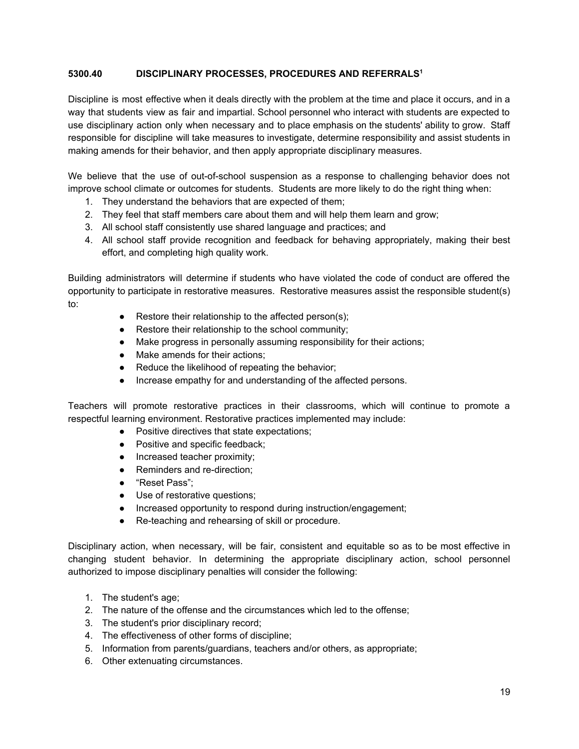## 5300.40 DISCIPLINARY PROCESSES, PROCEDURES AND REFERRALS[1]

Discipline is most effective when it deals directly with the problem at the time and place it occurs, and in a way that students view as fair and impartial. School personnel who interact with students are expected to use disciplinary action only when necessary and to place emphasis on the students' ability to grow. Staff responsible for discipline will take measures to investigate, determine responsibility and assist students in making amends for their behavior, and then apply appropriate disciplinary measures.

We believe that the use of out-of-school suspension as a response to challenging behavior does not improve school climate or outcomes for students. Students are more likely to do the right thing when:

1. They understand the behaviors that are expected of them;
2. They feel that staff members care about them and will help them learn and grow;
3. All school staff consistently use shared language and practices; and
4. All school staff provide recognition and feedback for behaving appropriately, making their best effort, and completing high quality work.

Building administrators will determine if students who have violated the code of conduct are offered the opportunity to participate in restorative measures. Restorative measures assist the responsible student(s) to:

- Restore their relationship to the affected person(s);
- Restore their relationship to the school community;
- Make progress in personally assuming responsibility for their actions;
- Make amends for their actions;
- Reduce the likelihood of repeating the behavior;
- Increase empathy for and understanding of the affected persons.

Teachers will promote restorative practices in their classrooms, which will continue to promote a respectful learning environment. Restorative practices implemented may include:

- Positive directives that state expectations;
- Positive and specific feedback;
- Increased teacher proximity;
- Reminders and re-direction;
- "Reset Pass";
- Use of restorative questions;
- Increased opportunity to respond during instruction/engagement;
- Re-teaching and rehearsing of skill or procedure.

Disciplinary action, when necessary, will be fair, consistent and equitable so as to be most effective in changing student behavior. In determining the appropriate disciplinary action, school personnel authorized to impose disciplinary penalties will consider the following:

1. The student's age;
2. The nature of the offense and the circumstances which led to the offense;
3. The student's prior disciplinary record;
4. The effectiveness of other forms of discipline;
5. Information from parents/guardians, teachers and/or others, as appropriate;
6. Other extenuating circumstances.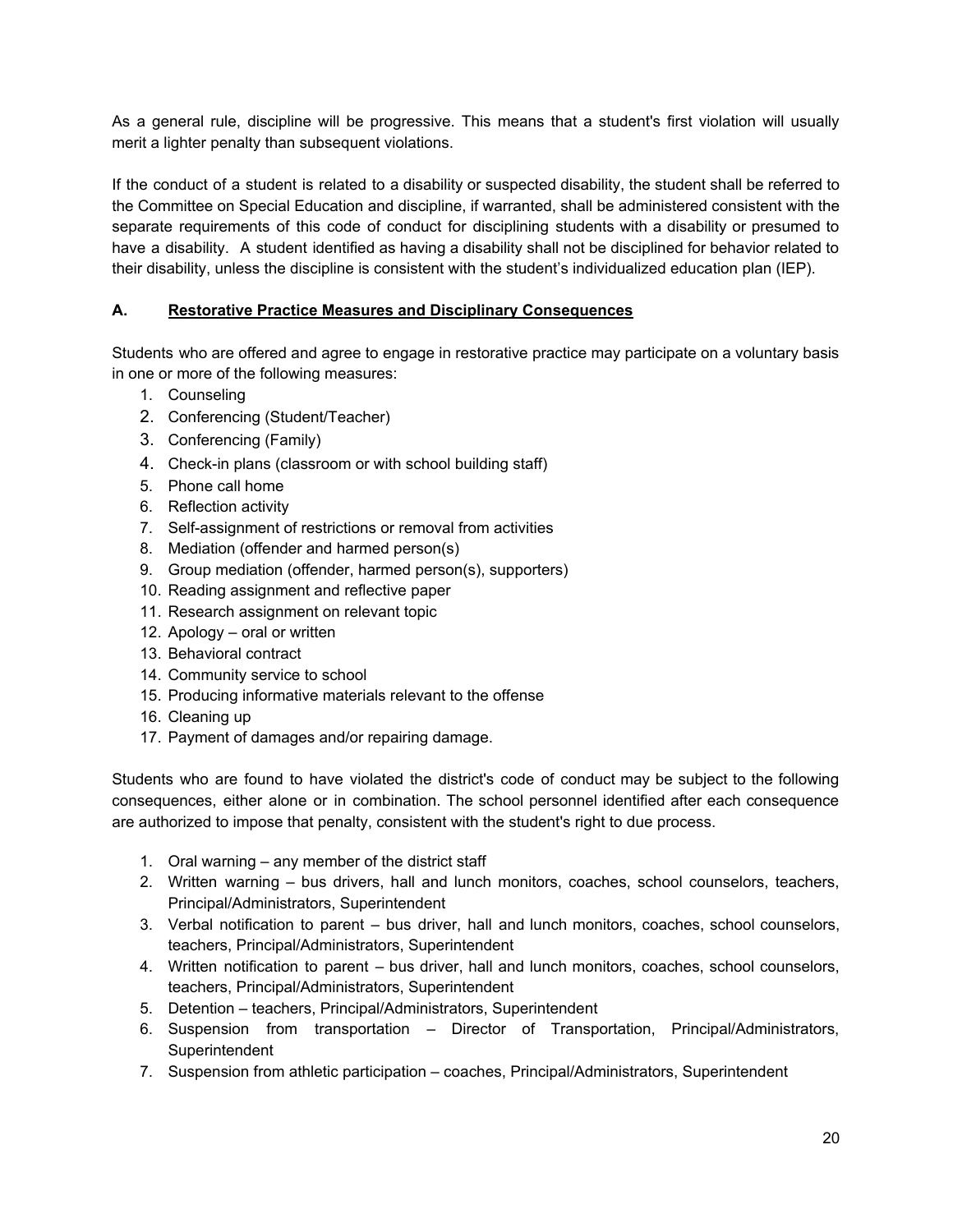As a general rule, discipline will be progressive. This means that a student's first violation will usually merit a lighter penalty than subsequent violations.

If the conduct of a student is related to a disability or suspected disability, the student shall be referred to the Committee on Special Education and discipline, if warranted, shall be administered consistent with the separate requirements of this code of conduct for disciplining students with a disability or presumed to have a disability. A student identified as having a disability shall not be disciplined for behavior related to their disability, unless the discipline is consistent with the student's individualized education plan (IEP).

## A. Restorative Practice Measures and Disciplinary Consequences

Students who are offered and agree to engage in restorative practice may participate on a voluntary basis in one or more of the following measures:

1. Counseling
2. Conferencing (Student/Teacher)
3. Conferencing (Family)
4. Check-in plans (classroom or with school building staff)
5. Phone call home
6. Reflection activity
7. Self-assignment of restrictions or removal from activities
8. Mediation (offender and harmed person(s)
9. Group mediation (offender, harmed person(s), supporters)
10. Reading assignment and reflective paper
11. Research assignment on relevant topic
12. Apology – oral or written
13. Behavioral contract
14. Community service to school
15. Producing informative materials relevant to the offense
16. Cleaning up
17. Payment of damages and/or repairing damage.

Students who are found to have violated the district's code of conduct may be subject to the following consequences, either alone or in combination. The school personnel identified after each consequence are authorized to impose that penalty, consistent with the student's right to due process.

1. Oral warning – any member of the district staff
2. Written warning – bus drivers, hall and lunch monitors, coaches, school counselors, teachers, Principal/Administrators, Superintendent
3. Verbal notification to parent – bus driver, hall and lunch monitors, coaches, school counselors, teachers, Principal/Administrators, Superintendent
4. Written notification to parent – bus driver, hall and lunch monitors, coaches, school counselors, teachers, Principal/Administrators, Superintendent
5. Detention – teachers, Principal/Administrators, Superintendent
6. Suspension from transportation – Director of Transportation, Principal/Administrators, Superintendent
7. Suspension from athletic participation – coaches, Principal/Administrators, Superintendent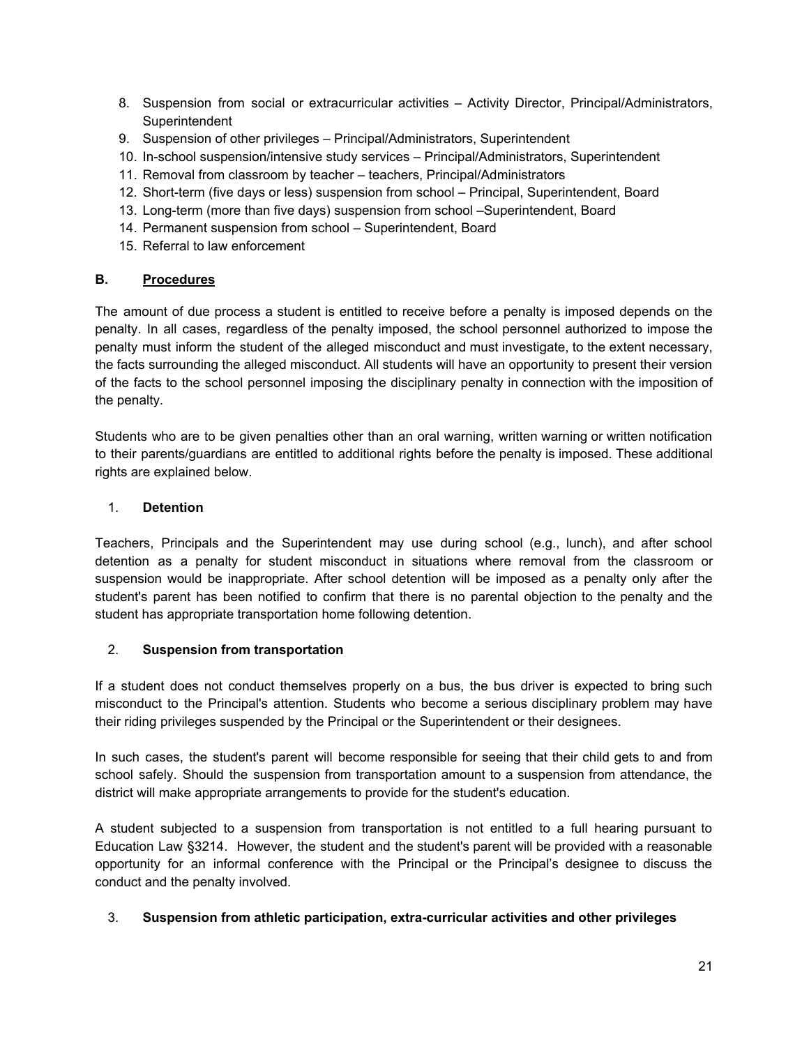8. Suspension from social or extracurricular activities – Activity Director, Principal/Administrators, Superintendent
9. Suspension of other privileges – Principal/Administrators, Superintendent
10. In-school suspension/intensive study services – Principal/Administrators, Superintendent
11. Removal from classroom by teacher – teachers, Principal/Administrators
12. Short-term (five days or less) suspension from school – Principal, Superintendent, Board
13. Long-term (more than five days) suspension from school –Superintendent, Board
14. Permanent suspension from school – Superintendent, Board
15. Referral to law enforcement

### B. Procedures

The amount of due process a student is entitled to receive before a penalty is imposed depends on the penalty. In all cases, regardless of the penalty imposed, the school personnel authorized to impose the penalty must inform the student of the alleged misconduct and must investigate, to the extent necessary, the facts surrounding the alleged misconduct. All students will have an opportunity to present their version of the facts to the school personnel imposing the disciplinary penalty in connection with the imposition of the penalty.

Students who are to be given penalties other than an oral warning, written warning or written notification to their parents/guardians are entitled to additional rights before the penalty is imposed. These additional rights are explained below.

#### 1. Detention

Teachers, Principals and the Superintendent may use during school (e.g., lunch), and after school detention as a penalty for student misconduct in situations where removal from the classroom or suspension would be inappropriate. After school detention will be imposed as a penalty only after the student's parent has been notified to confirm that there is no parental objection to the penalty and the student has appropriate transportation home following detention.

#### 2. Suspension from transportation

If a student does not conduct themselves properly on a bus, the bus driver is expected to bring such misconduct to the Principal's attention. Students who become a serious disciplinary problem may have their riding privileges suspended by the Principal or the Superintendent or their designees.

In such cases, the student's parent will become responsible for seeing that their child gets to and from school safely. Should the suspension from transportation amount to a suspension from attendance, the district will make appropriate arrangements to provide for the student's education.

A student subjected to a suspension from transportation is not entitled to a full hearing pursuant to Education Law §3214. However, the student and the student's parent will be provided with a reasonable opportunity for an informal conference with the Principal or the Principal's designee to discuss the conduct and the penalty involved.

#### 3. Suspension from athletic participation, extra-curricular activities and other privileges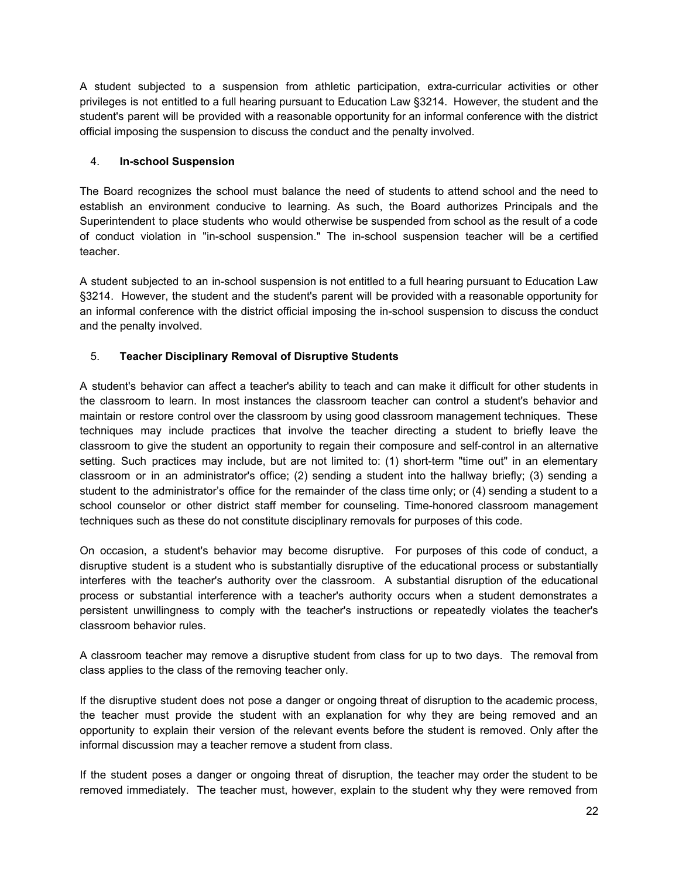A student subjected to a suspension from athletic participation, extra-curricular activities or other privileges is not entitled to a full hearing pursuant to Education Law §3214. However, the student and the student's parent will be provided with a reasonable opportunity for an informal conference with the district official imposing the suspension to discuss the conduct and the penalty involved.

4. **In-school Suspension**

The Board recognizes the school must balance the need of students to attend school and the need to establish an environment conducive to learning. As such, the Board authorizes Principals and the Superintendent to place students who would otherwise be suspended from school as the result of a code of conduct violation in "in-school suspension." The in-school suspension teacher will be a certified teacher.

A student subjected to an in-school suspension is not entitled to a full hearing pursuant to Education Law §3214. However, the student and the student's parent will be provided with a reasonable opportunity for an informal conference with the district official imposing the in-school suspension to discuss the conduct and the penalty involved.

5. **Teacher Disciplinary Removal of Disruptive Students**

A student's behavior can affect a teacher's ability to teach and can make it difficult for other students in the classroom to learn. In most instances the classroom teacher can control a student's behavior and maintain or restore control over the classroom by using good classroom management techniques. These techniques may include practices that involve the teacher directing a student to briefly leave the classroom to give the student an opportunity to regain their composure and self-control in an alternative setting. Such practices may include, but are not limited to: (1) short-term "time out" in an elementary classroom or in an administrator's office; (2) sending a student into the hallway briefly; (3) sending a student to the administrator's office for the remainder of the class time only; or (4) sending a student to a school counselor or other district staff member for counseling. Time-honored classroom management techniques such as these do not constitute disciplinary removals for purposes of this code.

On occasion, a student's behavior may become disruptive. For purposes of this code of conduct, a disruptive student is a student who is substantially disruptive of the educational process or substantially interferes with the teacher's authority over the classroom. A substantial disruption of the educational process or substantial interference with a teacher's authority occurs when a student demonstrates a persistent unwillingness to comply with the teacher's instructions or repeatedly violates the teacher's classroom behavior rules.

A classroom teacher may remove a disruptive student from class for up to two days. The removal from class applies to the class of the removing teacher only.

If the disruptive student does not pose a danger or ongoing threat of disruption to the academic process, the teacher must provide the student with an explanation for why they are being removed and an opportunity to explain their version of the relevant events before the student is removed. Only after the informal discussion may a teacher remove a student from class.

If the student poses a danger or ongoing threat of disruption, the teacher may order the student to be removed immediately. The teacher must, however, explain to the student why they were removed from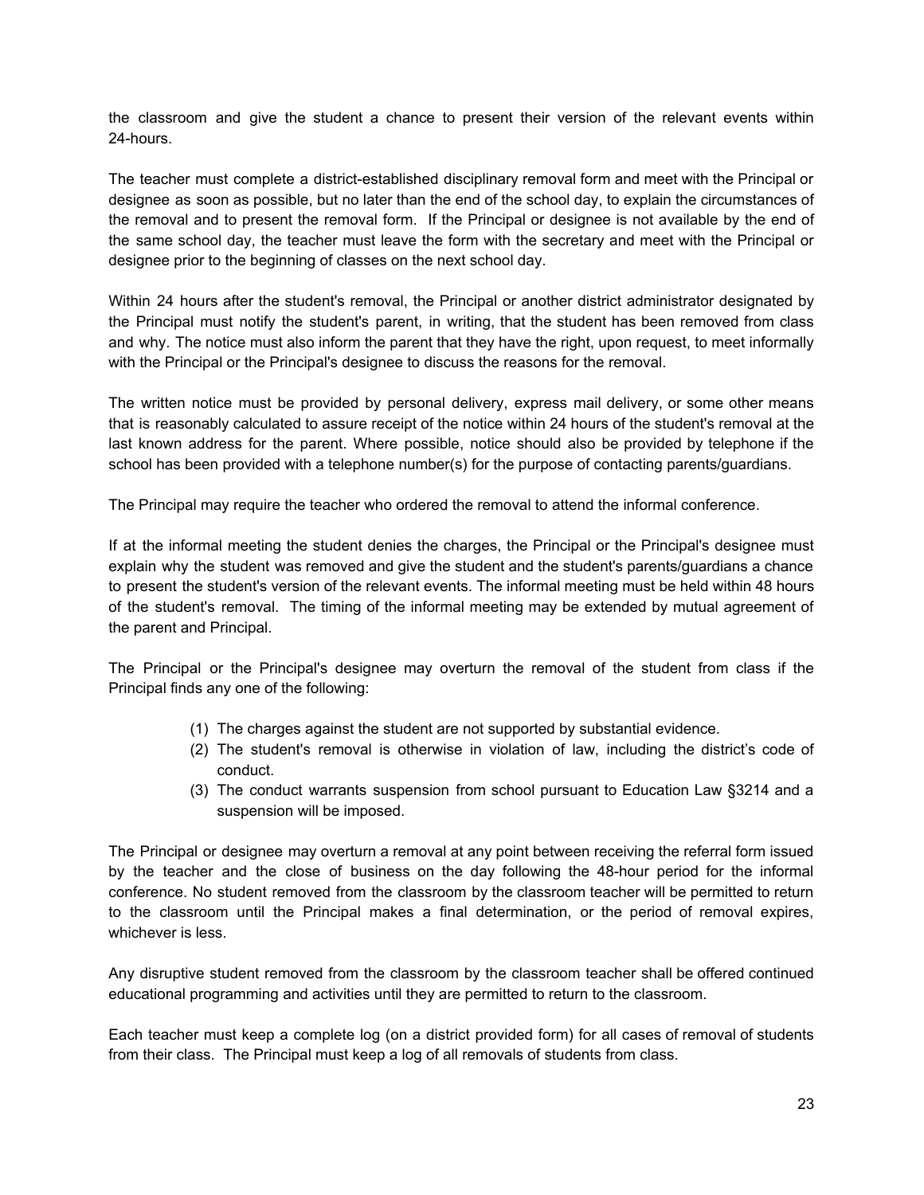the classroom and give the student a chance to present their version of the relevant events within 24-hours.

The teacher must complete a district-established disciplinary removal form and meet with the Principal or designee as soon as possible, but no later than the end of the school day, to explain the circumstances of the removal and to present the removal form. If the Principal or designee is not available by the end of the same school day, the teacher must leave the form with the secretary and meet with the Principal or designee prior to the beginning of classes on the next school day.

Within 24 hours after the student's removal, the Principal or another district administrator designated by the Principal must notify the student's parent, in writing, that the student has been removed from class and why. The notice must also inform the parent that they have the right, upon request, to meet informally with the Principal or the Principal's designee to discuss the reasons for the removal.

The written notice must be provided by personal delivery, express mail delivery, or some other means that is reasonably calculated to assure receipt of the notice within 24 hours of the student's removal at the last known address for the parent. Where possible, notice should also be provided by telephone if the school has been provided with a telephone number(s) for the purpose of contacting parents/guardians.

The Principal may require the teacher who ordered the removal to attend the informal conference.

If at the informal meeting the student denies the charges, the Principal or the Principal's designee must explain why the student was removed and give the student and the student's parents/guardians a chance to present the student's version of the relevant events. The informal meeting must be held within 48 hours of the student's removal. The timing of the informal meeting may be extended by mutual agreement of the parent and Principal.

The Principal or the Principal's designee may overturn the removal of the student from class if the Principal finds any one of the following:

(1) The charges against the student are not supported by substantial evidence.
(2) The student's removal is otherwise in violation of law, including the district's code of conduct.
(3) The conduct warrants suspension from school pursuant to Education Law §3214 and a suspension will be imposed.

The Principal or designee may overturn a removal at any point between receiving the referral form issued by the teacher and the close of business on the day following the 48-hour period for the informal conference. No student removed from the classroom by the classroom teacher will be permitted to return to the classroom until the Principal makes a final determination, or the period of removal expires, whichever is less.

Any disruptive student removed from the classroom by the classroom teacher shall be offered continued educational programming and activities until they are permitted to return to the classroom.

Each teacher must keep a complete log (on a district provided form) for all cases of removal of students from their class. The Principal must keep a log of all removals of students from class.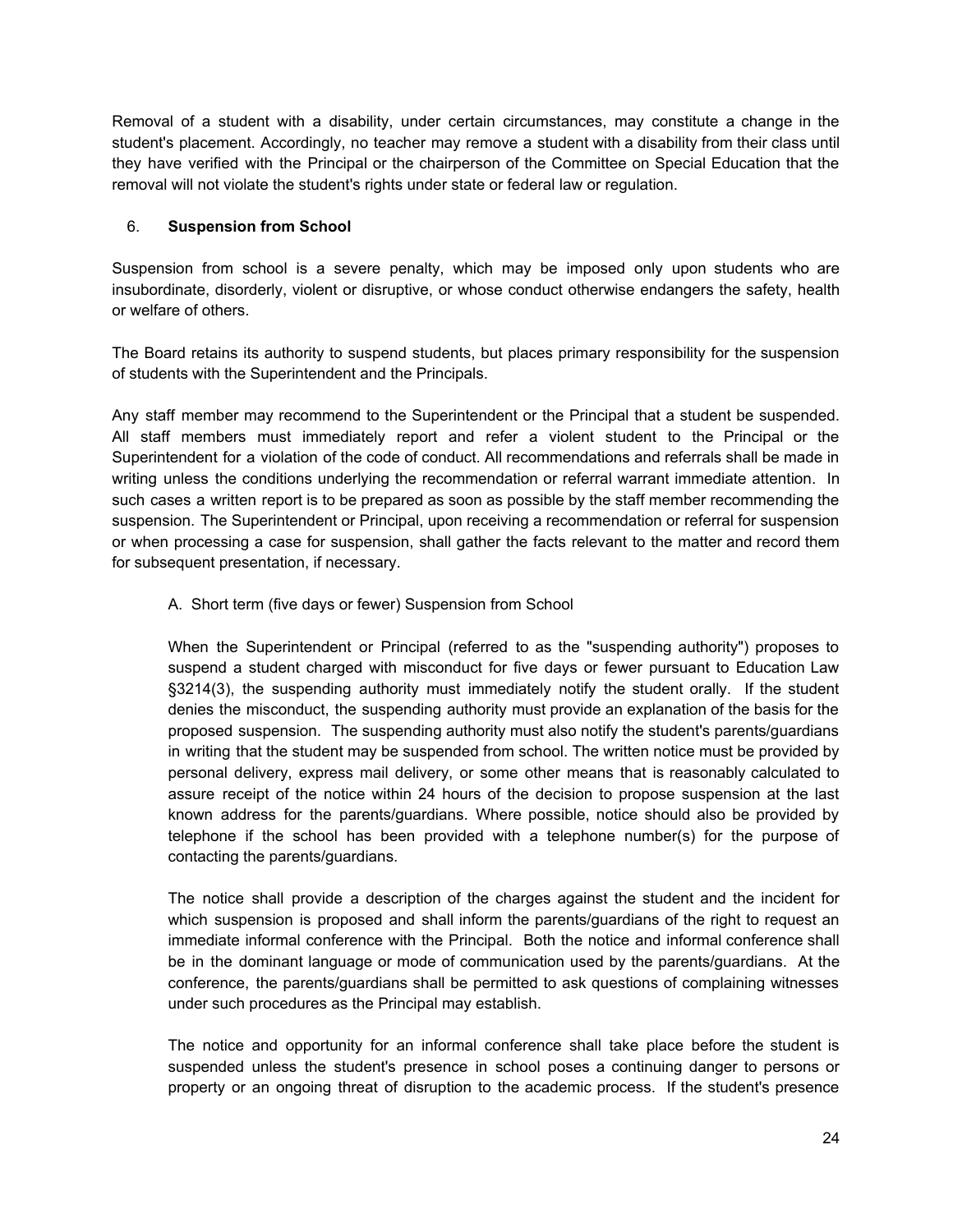Removal of a student with a disability, under certain circumstances, may constitute a change in the student's placement. Accordingly, no teacher may remove a student with a disability from their class until they have verified with the Principal or the chairperson of the Committee on Special Education that the removal will not violate the student's rights under state or federal law or regulation.

### 6. **Suspension from School**

Suspension from school is a severe penalty, which may be imposed only upon students who are insubordinate, disorderly, violent or disruptive, or whose conduct otherwise endangers the safety, health or welfare of others.

The Board retains its authority to suspend students, but places primary responsibility for the suspension of students with the Superintendent and the Principals.

Any staff member may recommend to the Superintendent or the Principal that a student be suspended. All staff members must immediately report and refer a violent student to the Principal or the Superintendent for a violation of the code of conduct. All recommendations and referrals shall be made in writing unless the conditions underlying the recommendation or referral warrant immediate attention. In such cases a written report is to be prepared as soon as possible by the staff member recommending the suspension. The Superintendent or Principal, upon receiving a recommendation or referral for suspension or when processing a case for suspension, shall gather the facts relevant to the matter and record them for subsequent presentation, if necessary.

A. Short term (five days or fewer) Suspension from School

When the Superintendent or Principal (referred to as the "suspending authority") proposes to suspend a student charged with misconduct for five days or fewer pursuant to Education Law §3214(3), the suspending authority must immediately notify the student orally. If the student denies the misconduct, the suspending authority must provide an explanation of the basis for the proposed suspension. The suspending authority must also notify the student's parents/guardians in writing that the student may be suspended from school. The written notice must be provided by personal delivery, express mail delivery, or some other means that is reasonably calculated to assure receipt of the notice within 24 hours of the decision to propose suspension at the last known address for the parents/guardians. Where possible, notice should also be provided by telephone if the school has been provided with a telephone number(s) for the purpose of contacting the parents/guardians.

The notice shall provide a description of the charges against the student and the incident for which suspension is proposed and shall inform the parents/guardians of the right to request an immediate informal conference with the Principal. Both the notice and informal conference shall be in the dominant language or mode of communication used by the parents/guardians. At the conference, the parents/guardians shall be permitted to ask questions of complaining witnesses under such procedures as the Principal may establish.

The notice and opportunity for an informal conference shall take place before the student is suspended unless the student's presence in school poses a continuing danger to persons or property or an ongoing threat of disruption to the academic process. If the student's presence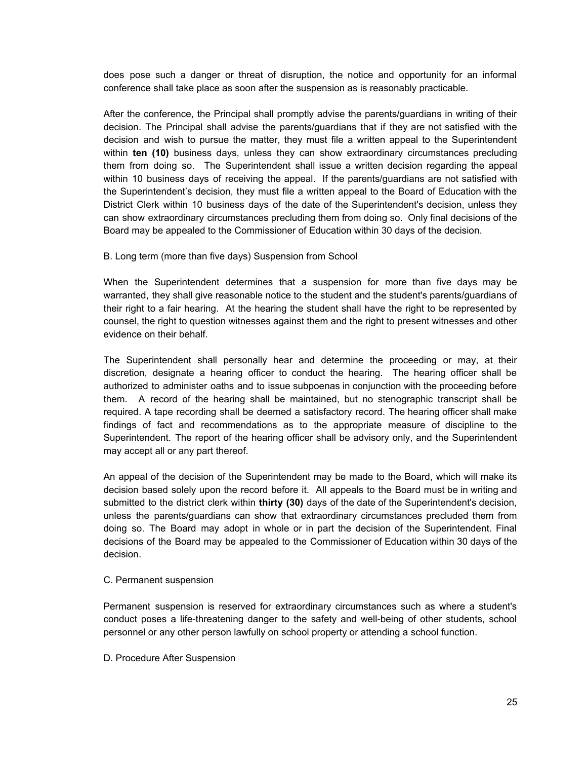does pose such a danger or threat of disruption, the notice and opportunity for an informal conference shall take place as soon after the suspension as is reasonably practicable.

After the conference, the Principal shall promptly advise the parents/guardians in writing of their decision. The Principal shall advise the parents/guardians that if they are not satisfied with the decision and wish to pursue the matter, they must file a written appeal to the Superintendent within **ten (10)** business days, unless they can show extraordinary circumstances precluding them from doing so. The Superintendent shall issue a written decision regarding the appeal within 10 business days of receiving the appeal. If the parents/guardians are not satisfied with the Superintendent's decision, they must file a written appeal to the Board of Education with the District Clerk within 10 business days of the date of the Superintendent's decision, unless they can show extraordinary circumstances precluding them from doing so. Only final decisions of the Board may be appealed to the Commissioner of Education within 30 days of the decision.

B. Long term (more than five days) Suspension from School

When the Superintendent determines that a suspension for more than five days may be warranted, they shall give reasonable notice to the student and the student's parents/guardians of their right to a fair hearing. At the hearing the student shall have the right to be represented by counsel, the right to question witnesses against them and the right to present witnesses and other evidence on their behalf.

The Superintendent shall personally hear and determine the proceeding or may, at their discretion, designate a hearing officer to conduct the hearing. The hearing officer shall be authorized to administer oaths and to issue subpoenas in conjunction with the proceeding before them. A record of the hearing shall be maintained, but no stenographic transcript shall be required. A tape recording shall be deemed a satisfactory record. The hearing officer shall make findings of fact and recommendations as to the appropriate measure of discipline to the Superintendent. The report of the hearing officer shall be advisory only, and the Superintendent may accept all or any part thereof.

An appeal of the decision of the Superintendent may be made to the Board, which will make its decision based solely upon the record before it. All appeals to the Board must be in writing and submitted to the district clerk within **thirty (30)** days of the date of the Superintendent's decision, unless the parents/guardians can show that extraordinary circumstances precluded them from doing so. The Board may adopt in whole or in part the decision of the Superintendent. Final decisions of the Board may be appealed to the Commissioner of Education within 30 days of the decision.

C. Permanent suspension

Permanent suspension is reserved for extraordinary circumstances such as where a student's conduct poses a life-threatening danger to the safety and well-being of other students, school personnel or any other person lawfully on school property or attending a school function.

D. Procedure After Suspension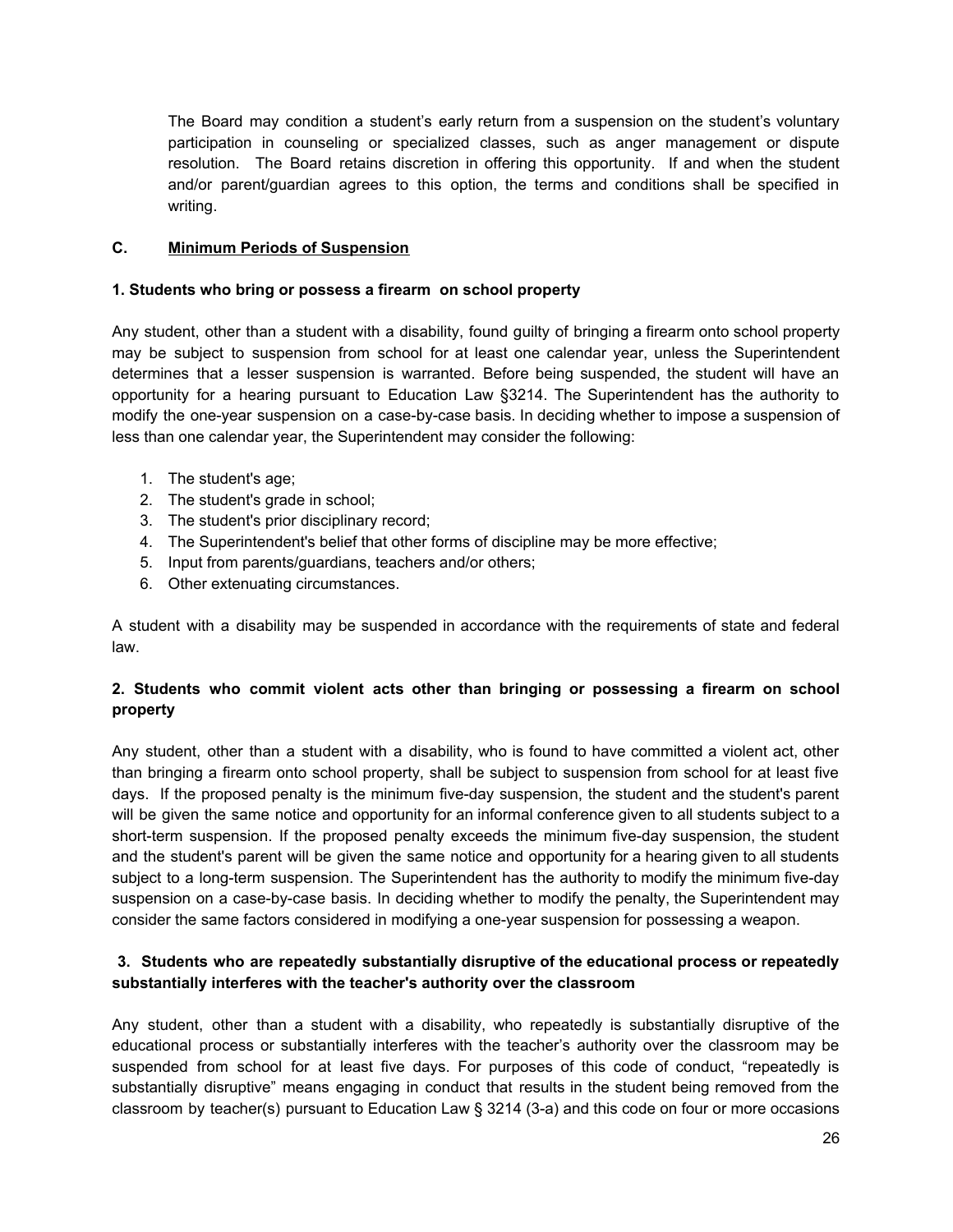The Board may condition a student's early return from a suspension on the student's voluntary participation in counseling or specialized classes, such as anger management or dispute resolution. The Board retains discretion in offering this opportunity. If and when the student and/or parent/guardian agrees to this option, the terms and conditions shall be specified in writing.

### C. Minimum Periods of Suspension

**1. Students who bring or possess a firearm on school property**

Any student, other than a student with a disability, found guilty of bringing a firearm onto school property may be subject to suspension from school for at least one calendar year, unless the Superintendent determines that a lesser suspension is warranted. Before being suspended, the student will have an opportunity for a hearing pursuant to Education Law §3214. The Superintendent has the authority to modify the one-year suspension on a case-by-case basis. In deciding whether to impose a suspension of less than one calendar year, the Superintendent may consider the following:

1. The student's age;
2. The student's grade in school;
3. The student's prior disciplinary record;
4. The Superintendent's belief that other forms of discipline may be more effective;
5. Input from parents/guardians, teachers and/or others;
6. Other extenuating circumstances.

A student with a disability may be suspended in accordance with the requirements of state and federal law.

**2. Students who commit violent acts other than bringing or possessing a firearm on school property**

Any student, other than a student with a disability, who is found to have committed a violent act, other than bringing a firearm onto school property, shall be subject to suspension from school for at least five days. If the proposed penalty is the minimum five-day suspension, the student and the student's parent will be given the same notice and opportunity for an informal conference given to all students subject to a short-term suspension. If the proposed penalty exceeds the minimum five-day suspension, the student and the student's parent will be given the same notice and opportunity for a hearing given to all students subject to a long-term suspension. The Superintendent has the authority to modify the minimum five-day suspension on a case-by-case basis. In deciding whether to modify the penalty, the Superintendent may consider the same factors considered in modifying a one-year suspension for possessing a weapon.

**3. Students who are repeatedly substantially disruptive of the educational process or repeatedly substantially interferes with the teacher's authority over the classroom**

Any student, other than a student with a disability, who repeatedly is substantially disruptive of the educational process or substantially interferes with the teacher's authority over the classroom may be suspended from school for at least five days. For purposes of this code of conduct, "repeatedly is substantially disruptive" means engaging in conduct that results in the student being removed from the classroom by teacher(s) pursuant to Education Law § 3214 (3-a) and this code on four or more occasions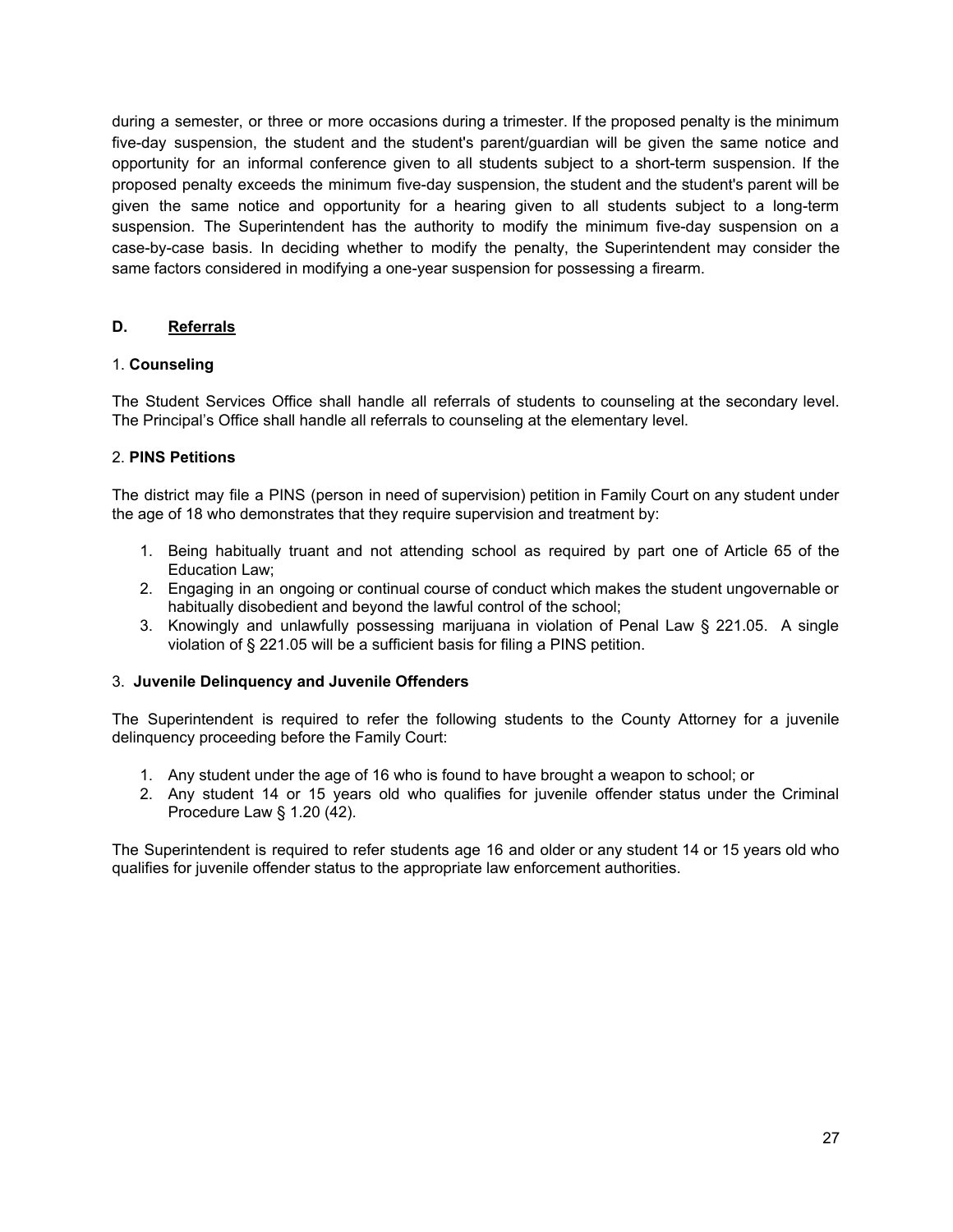during a semester, or three or more occasions during a trimester. If the proposed penalty is the minimum five-day suspension, the student and the student's parent/guardian will be given the same notice and opportunity for an informal conference given to all students subject to a short-term suspension. If the proposed penalty exceeds the minimum five-day suspension, the student and the student's parent will be given the same notice and opportunity for a hearing given to all students subject to a long-term suspension. The Superintendent has the authority to modify the minimum five-day suspension on a case-by-case basis. In deciding whether to modify the penalty, the Superintendent may consider the same factors considered in modifying a one-year suspension for possessing a firearm.

## D. Referrals

### 1. Counseling

The Student Services Office shall handle all referrals of students to counseling at the secondary level. The Principal's Office shall handle all referrals to counseling at the elementary level.

### 2. PINS Petitions

The district may file a PINS (person in need of supervision) petition in Family Court on any student under the age of 18 who demonstrates that they require supervision and treatment by:

1. Being habitually truant and not attending school as required by part one of Article 65 of the Education Law;
2. Engaging in an ongoing or continual course of conduct which makes the student ungovernable or habitually disobedient and beyond the lawful control of the school;
3. Knowingly and unlawfully possessing marijuana in violation of Penal Law § 221.05. A single violation of § 221.05 will be a sufficient basis for filing a PINS petition.

### 3. Juvenile Delinquency and Juvenile Offenders

The Superintendent is required to refer the following students to the County Attorney for a juvenile delinquency proceeding before the Family Court:

1. Any student under the age of 16 who is found to have brought a weapon to school; or
2. Any student 14 or 15 years old who qualifies for juvenile offender status under the Criminal Procedure Law § 1.20 (42).

The Superintendent is required to refer students age 16 and older or any student 14 or 15 years old who qualifies for juvenile offender status to the appropriate law enforcement authorities.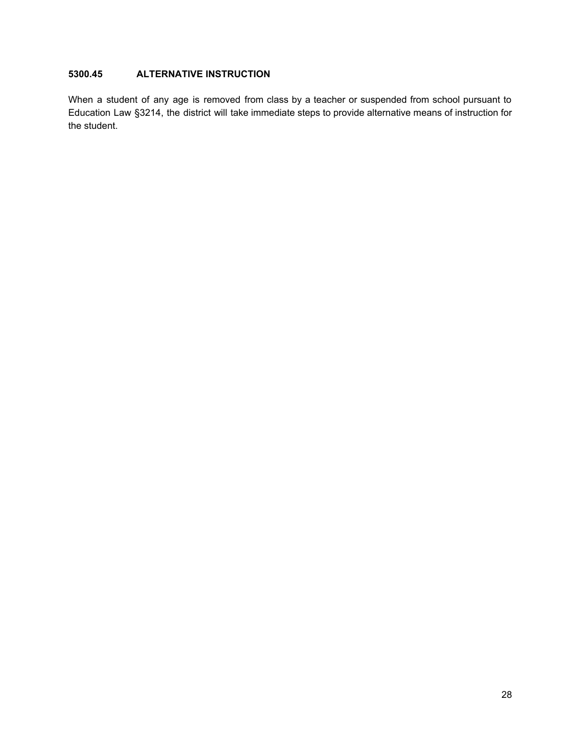**5300.45 ALTERNATIVE INSTRUCTION**

When a student of any age is removed from class by a teacher or suspended from school pursuant to Education Law §3214, the district will take immediate steps to provide alternative means of instruction for the student.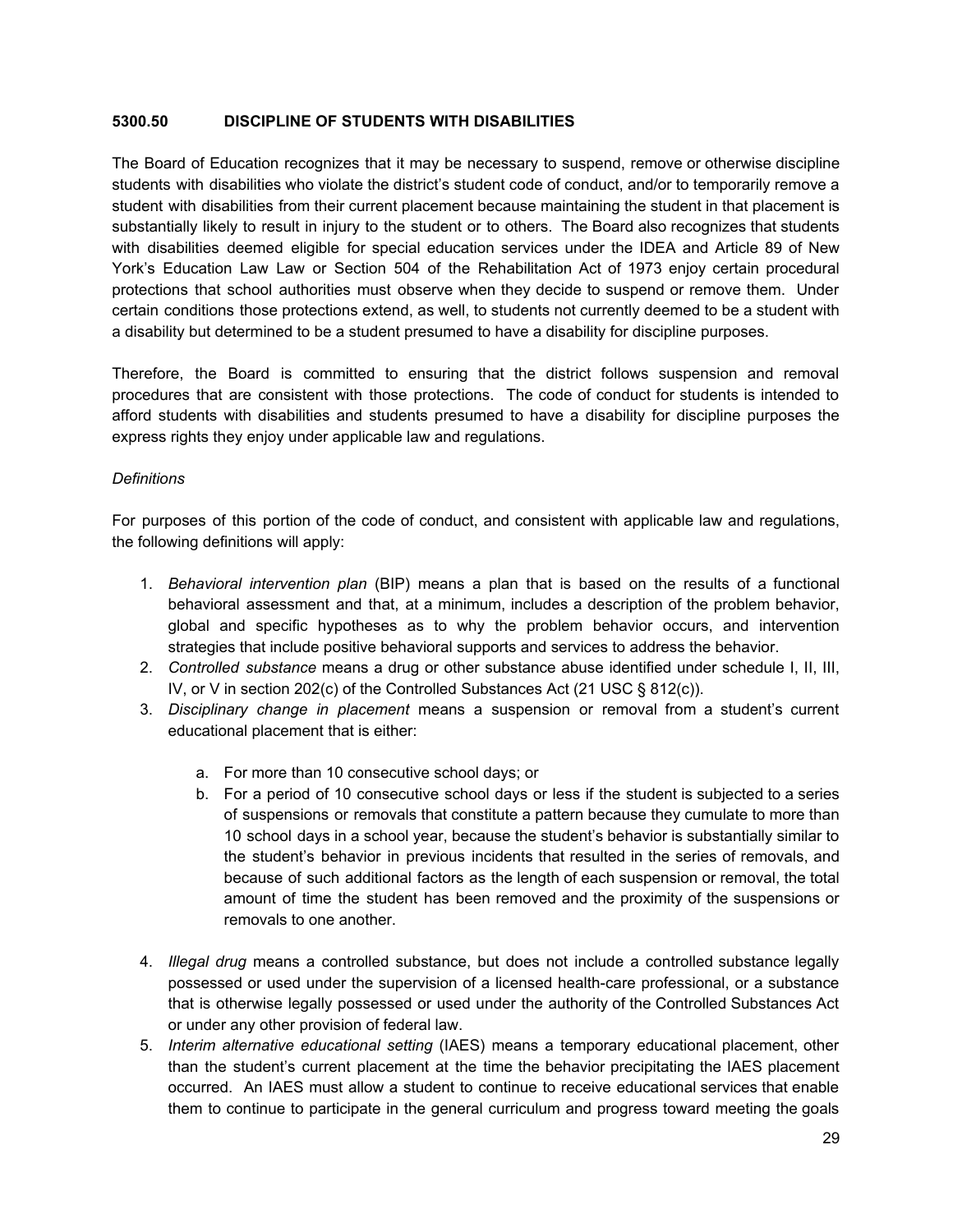## 5300.50 DISCIPLINE OF STUDENTS WITH DISABILITIES

The Board of Education recognizes that it may be necessary to suspend, remove or otherwise discipline students with disabilities who violate the district's student code of conduct, and/or to temporarily remove a student with disabilities from their current placement because maintaining the student in that placement is substantially likely to result in injury to the student or to others. The Board also recognizes that students with disabilities deemed eligible for special education services under the IDEA and Article 89 of New York's Education Law Law or Section 504 of the Rehabilitation Act of 1973 enjoy certain procedural protections that school authorities must observe when they decide to suspend or remove them. Under certain conditions those protections extend, as well, to students not currently deemed to be a student with a disability but determined to be a student presumed to have a disability for discipline purposes.

Therefore, the Board is committed to ensuring that the district follows suspension and removal procedures that are consistent with those protections. The code of conduct for students is intended to afford students with disabilities and students presumed to have a disability for discipline purposes the express rights they enjoy under applicable law and regulations.

*Definitions*

For purposes of this portion of the code of conduct, and consistent with applicable law and regulations, the following definitions will apply:

1. *Behavioral intervention plan* (BIP) means a plan that is based on the results of a functional behavioral assessment and that, at a minimum, includes a description of the problem behavior, global and specific hypotheses as to why the problem behavior occurs, and intervention strategies that include positive behavioral supports and services to address the behavior.
2. *Controlled substance* means a drug or other substance abuse identified under schedule I, II, III, IV, or V in section 202(c) of the Controlled Substances Act (21 USC § 812(c)).
3. *Disciplinary change in placement* means a suspension or removal from a student's current educational placement that is either:
    a. For more than 10 consecutive school days; or
    b. For a period of 10 consecutive school days or less if the student is subjected to a series of suspensions or removals that constitute a pattern because they cumulate to more than 10 school days in a school year, because the student's behavior is substantially similar to the student's behavior in previous incidents that resulted in the series of removals, and because of such additional factors as the length of each suspension or removal, the total amount of time the student has been removed and the proximity of the suspensions or removals to one another.
4. *Illegal drug* means a controlled substance, but does not include a controlled substance legally possessed or used under the supervision of a licensed health-care professional, or a substance that is otherwise legally possessed or used under the authority of the Controlled Substances Act or under any other provision of federal law.
5. *Interim alternative educational setting* (IAES) means a temporary educational placement, other than the student's current placement at the time the behavior precipitating the IAES placement occurred. An IAES must allow a student to continue to receive educational services that enable them to continue to participate in the general curriculum and progress toward meeting the goals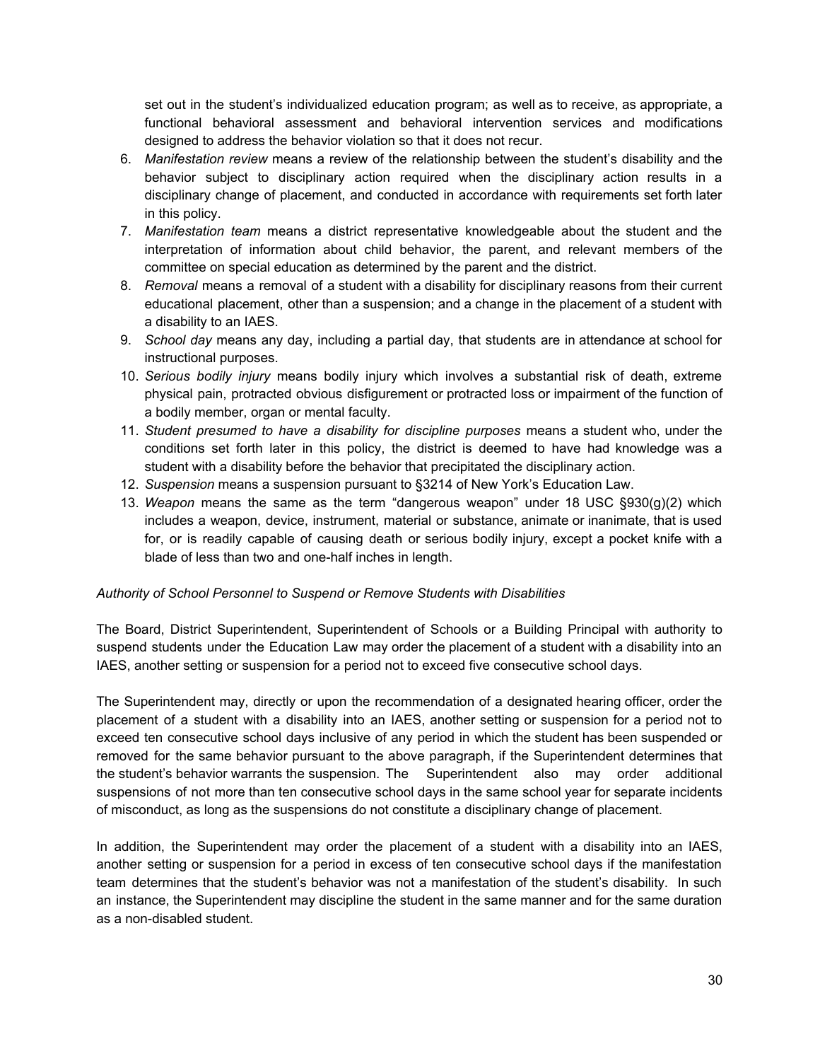set out in the student's individualized education program; as well as to receive, as appropriate, a functional behavioral assessment and behavioral intervention services and modifications designed to address the behavior violation so that it does not recur.

6. *Manifestation review* means a review of the relationship between the student's disability and the behavior subject to disciplinary action required when the disciplinary action results in a disciplinary change of placement, and conducted in accordance with requirements set forth later in this policy.
7. *Manifestation team* means a district representative knowledgeable about the student and the interpretation of information about child behavior, the parent, and relevant members of the committee on special education as determined by the parent and the district.
8. *Removal* means a removal of a student with a disability for disciplinary reasons from their current educational placement, other than a suspension; and a change in the placement of a student with a disability to an IAES.
9. *School day* means any day, including a partial day, that students are in attendance at school for instructional purposes.
10. *Serious bodily injury* means bodily injury which involves a substantial risk of death, extreme physical pain, protracted obvious disfigurement or protracted loss or impairment of the function of a bodily member, organ or mental faculty.
11. *Student presumed to have a disability for discipline purposes* means a student who, under the conditions set forth later in this policy, the district is deemed to have had knowledge was a student with a disability before the behavior that precipitated the disciplinary action.
12. *Suspension* means a suspension pursuant to §3214 of New York's Education Law.
13. *Weapon* means the same as the term "dangerous weapon" under 18 USC §930(g)(2) which includes a weapon, device, instrument, material or substance, animate or inanimate, that is used for, or is readily capable of causing death or serious bodily injury, except a pocket knife with a blade of less than two and one-half inches in length.

*Authority of School Personnel to Suspend or Remove Students with Disabilities*

The Board, District Superintendent, Superintendent of Schools or a Building Principal with authority to suspend students under the Education Law may order the placement of a student with a disability into an IAES, another setting or suspension for a period not to exceed five consecutive school days.

The Superintendent may, directly or upon the recommendation of a designated hearing officer, order the placement of a student with a disability into an IAES, another setting or suspension for a period not to exceed ten consecutive school days inclusive of any period in which the student has been suspended or removed for the same behavior pursuant to the above paragraph, if the Superintendent determines that the student's behavior warrants the suspension. The Superintendent also may order additional suspensions of not more than ten consecutive school days in the same school year for separate incidents of misconduct, as long as the suspensions do not constitute a disciplinary change of placement.

In addition, the Superintendent may order the placement of a student with a disability into an IAES, another setting or suspension for a period in excess of ten consecutive school days if the manifestation team determines that the student's behavior was not a manifestation of the student's disability. In such an instance, the Superintendent may discipline the student in the same manner and for the same duration as a non-disabled student.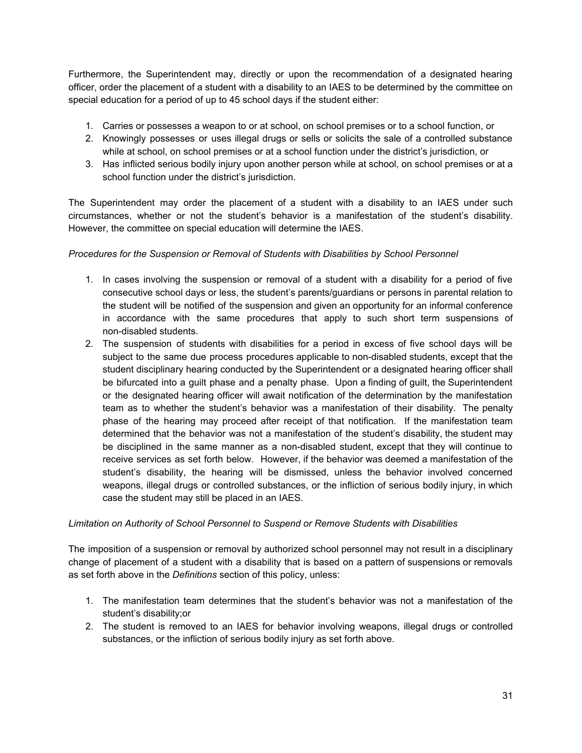Furthermore, the Superintendent may, directly or upon the recommendation of a designated hearing officer, order the placement of a student with a disability to an IAES to be determined by the committee on special education for a period of up to 45 school days if the student either:

1. Carries or possesses a weapon to or at school, on school premises or to a school function, or
2. Knowingly possesses or uses illegal drugs or sells or solicits the sale of a controlled substance while at school, on school premises or at a school function under the district's jurisdiction, or
3. Has inflicted serious bodily injury upon another person while at school, on school premises or at a school function under the district's jurisdiction.

The Superintendent may order the placement of a student with a disability to an IAES under such circumstances, whether or not the student's behavior is a manifestation of the student's disability. However, the committee on special education will determine the IAES.

*Procedures for the Suspension or Removal of Students with Disabilities by School Personnel*

1. In cases involving the suspension or removal of a student with a disability for a period of five consecutive school days or less, the student's parents/guardians or persons in parental relation to the student will be notified of the suspension and given an opportunity for an informal conference in accordance with the same procedures that apply to such short term suspensions of non-disabled students.
2. The suspension of students with disabilities for a period in excess of five school days will be subject to the same due process procedures applicable to non-disabled students, except that the student disciplinary hearing conducted by the Superintendent or a designated hearing officer shall be bifurcated into a guilt phase and a penalty phase. Upon a finding of guilt, the Superintendent or the designated hearing officer will await notification of the determination by the manifestation team as to whether the student's behavior was a manifestation of their disability. The penalty phase of the hearing may proceed after receipt of that notification. If the manifestation team determined that the behavior was not a manifestation of the student's disability, the student may be disciplined in the same manner as a non-disabled student, except that they will continue to receive services as set forth below. However, if the behavior was deemed a manifestation of the student's disability, the hearing will be dismissed, unless the behavior involved concerned weapons, illegal drugs or controlled substances, or the infliction of serious bodily injury, in which case the student may still be placed in an IAES.

*Limitation on Authority of School Personnel to Suspend or Remove Students with Disabilities*

The imposition of a suspension or removal by authorized school personnel may not result in a disciplinary change of placement of a student with a disability that is based on a pattern of suspensions or removals as set forth above in the *Definitions* section of this policy, unless:

1. The manifestation team determines that the student's behavior was not a manifestation of the student's disability;or
2. The student is removed to an IAES for behavior involving weapons, illegal drugs or controlled substances, or the infliction of serious bodily injury as set forth above.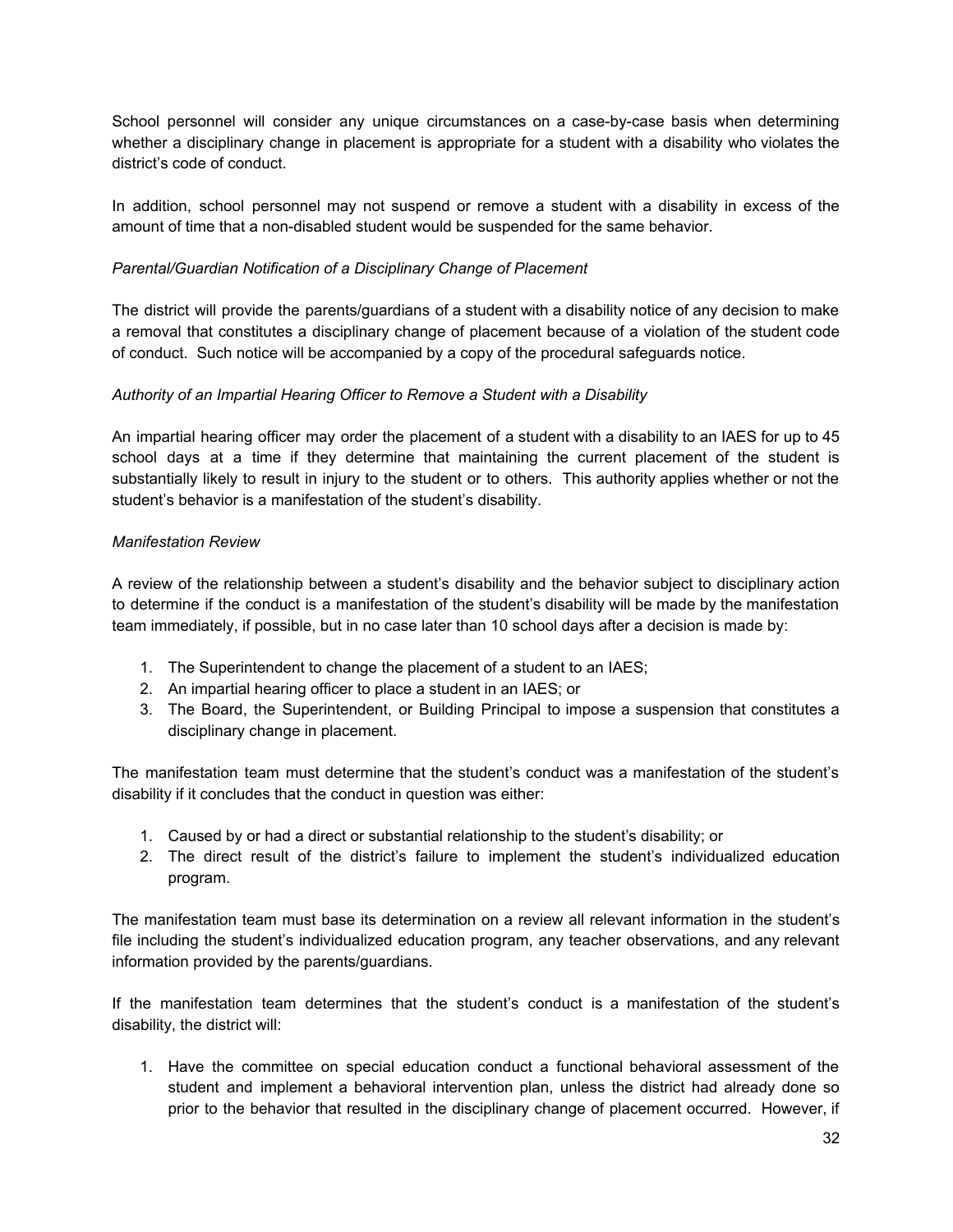School personnel will consider any unique circumstances on a case-by-case basis when determining whether a disciplinary change in placement is appropriate for a student with a disability who violates the district's code of conduct.

In addition, school personnel may not suspend or remove a student with a disability in excess of the amount of time that a non-disabled student would be suspended for the same behavior.

*Parental/Guardian Notification of a Disciplinary Change of Placement*

The district will provide the parents/guardians of a student with a disability notice of any decision to make a removal that constitutes a disciplinary change of placement because of a violation of the student code of conduct. Such notice will be accompanied by a copy of the procedural safeguards notice.

*Authority of an Impartial Hearing Officer to Remove a Student with a Disability*

An impartial hearing officer may order the placement of a student with a disability to an IAES for up to 45 school days at a time if they determine that maintaining the current placement of the student is substantially likely to result in injury to the student or to others. This authority applies whether or not the student's behavior is a manifestation of the student's disability.

*Manifestation Review*

A review of the relationship between a student's disability and the behavior subject to disciplinary action to determine if the conduct is a manifestation of the student's disability will be made by the manifestation team immediately, if possible, but in no case later than 10 school days after a decision is made by:

1. The Superintendent to change the placement of a student to an IAES;
2. An impartial hearing officer to place a student in an IAES; or
3. The Board, the Superintendent, or Building Principal to impose a suspension that constitutes a disciplinary change in placement.

The manifestation team must determine that the student's conduct was a manifestation of the student's disability if it concludes that the conduct in question was either:

1. Caused by or had a direct or substantial relationship to the student's disability; or
2. The direct result of the district's failure to implement the student's individualized education program.

The manifestation team must base its determination on a review all relevant information in the student's file including the student's individualized education program, any teacher observations, and any relevant information provided by the parents/guardians.

If the manifestation team determines that the student's conduct is a manifestation of the student's disability, the district will:

1. Have the committee on special education conduct a functional behavioral assessment of the student and implement a behavioral intervention plan, unless the district had already done so prior to the behavior that resulted in the disciplinary change of placement occurred. However, if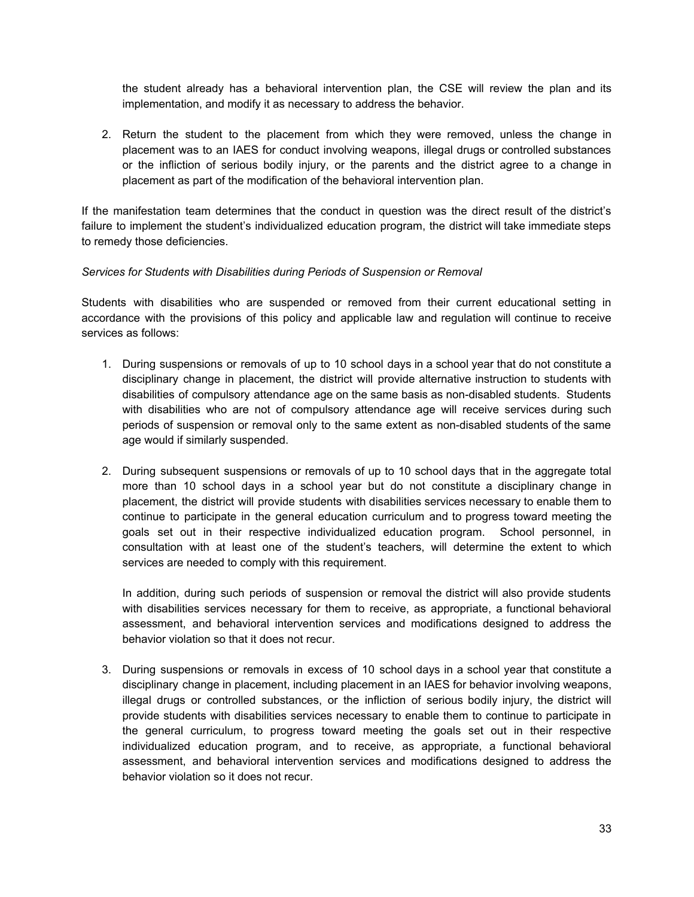the student already has a behavioral intervention plan, the CSE will review the plan and its implementation, and modify it as necessary to address the behavior.

2. Return the student to the placement from which they were removed, unless the change in placement was to an IAES for conduct involving weapons, illegal drugs or controlled substances or the infliction of serious bodily injury, or the parents and the district agree to a change in placement as part of the modification of the behavioral intervention plan.

If the manifestation team determines that the conduct in question was the direct result of the district's failure to implement the student's individualized education program, the district will take immediate steps to remedy those deficiencies.

*Services for Students with Disabilities during Periods of Suspension or Removal*

Students with disabilities who are suspended or removed from their current educational setting in accordance with the provisions of this policy and applicable law and regulation will continue to receive services as follows:

1. During suspensions or removals of up to 10 school days in a school year that do not constitute a disciplinary change in placement, the district will provide alternative instruction to students with disabilities of compulsory attendance age on the same basis as non-disabled students. Students with disabilities who are not of compulsory attendance age will receive services during such periods of suspension or removal only to the same extent as non-disabled students of the same age would if similarly suspended.

2. During subsequent suspensions or removals of up to 10 school days that in the aggregate total more than 10 school days in a school year but do not constitute a disciplinary change in placement, the district will provide students with disabilities services necessary to enable them to continue to participate in the general education curriculum and to progress toward meeting the goals set out in their respective individualized education program. School personnel, in consultation with at least one of the student's teachers, will determine the extent to which services are needed to comply with this requirement.

   In addition, during such periods of suspension or removal the district will also provide students with disabilities services necessary for them to receive, as appropriate, a functional behavioral assessment, and behavioral intervention services and modifications designed to address the behavior violation so that it does not recur.

3. During suspensions or removals in excess of 10 school days in a school year that constitute a disciplinary change in placement, including placement in an IAES for behavior involving weapons, illegal drugs or controlled substances, or the infliction of serious bodily injury, the district will provide students with disabilities services necessary to enable them to continue to participate in the general curriculum, to progress toward meeting the goals set out in their respective individualized education program, and to receive, as appropriate, a functional behavioral assessment, and behavioral intervention services and modifications designed to address the behavior violation so it does not recur.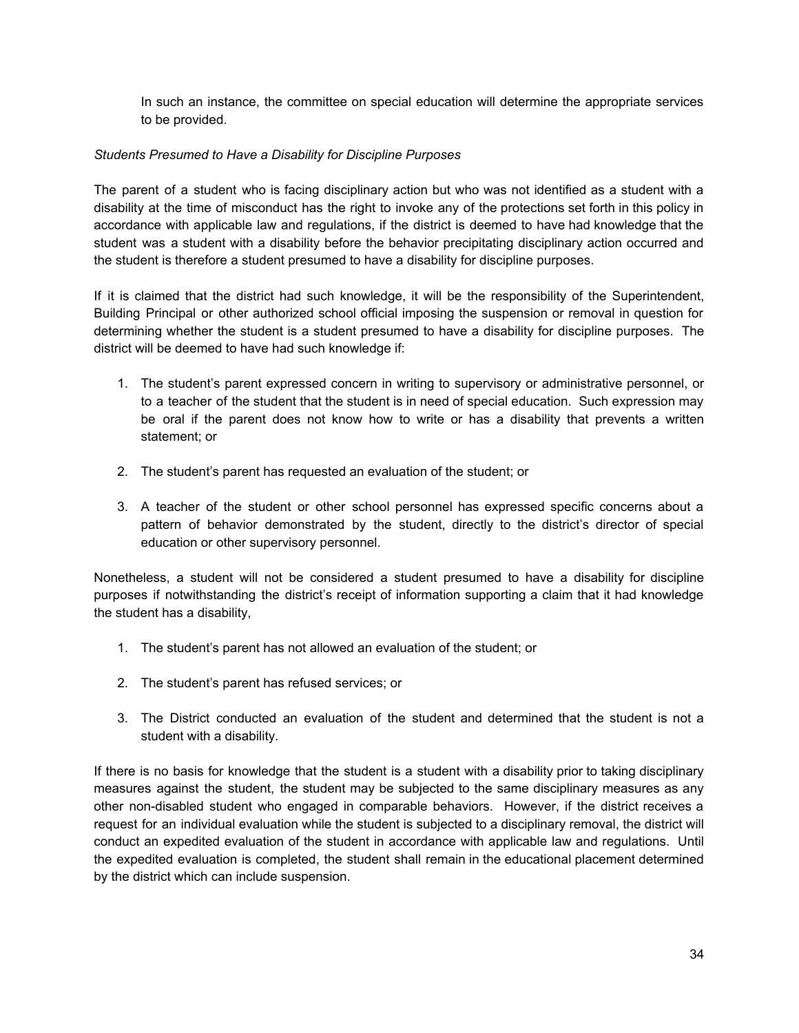In such an instance, the committee on special education will determine the appropriate services to be provided.

*Students Presumed to Have a Disability for Discipline Purposes*

The parent of a student who is facing disciplinary action but who was not identified as a student with a disability at the time of misconduct has the right to invoke any of the protections set forth in this policy in accordance with applicable law and regulations, if the district is deemed to have had knowledge that the student was a student with a disability before the behavior precipitating disciplinary action occurred and the student is therefore a student presumed to have a disability for discipline purposes.

If it is claimed that the district had such knowledge, it will be the responsibility of the Superintendent, Building Principal or other authorized school official imposing the suspension or removal in question for determining whether the student is a student presumed to have a disability for discipline purposes. The district will be deemed to have had such knowledge if:

1. The student's parent expressed concern in writing to supervisory or administrative personnel, or to a teacher of the student that the student is in need of special education. Such expression may be oral if the parent does not know how to write or has a disability that prevents a written statement; or

2. The student's parent has requested an evaluation of the student; or

3. A teacher of the student or other school personnel has expressed specific concerns about a pattern of behavior demonstrated by the student, directly to the district's director of special education or other supervisory personnel.

Nonetheless, a student will not be considered a student presumed to have a disability for discipline purposes if notwithstanding the district's receipt of information supporting a claim that it had knowledge the student has a disability,

1. The student's parent has not allowed an evaluation of the student; or

2. The student's parent has refused services; or

3. The District conducted an evaluation of the student and determined that the student is not a student with a disability.

If there is no basis for knowledge that the student is a student with a disability prior to taking disciplinary measures against the student, the student may be subjected to the same disciplinary measures as any other non-disabled student who engaged in comparable behaviors. However, if the district receives a request for an individual evaluation while the student is subjected to a disciplinary removal, the district will conduct an expedited evaluation of the student in accordance with applicable law and regulations. Until the expedited evaluation is completed, the student shall remain in the educational placement determined by the district which can include suspension.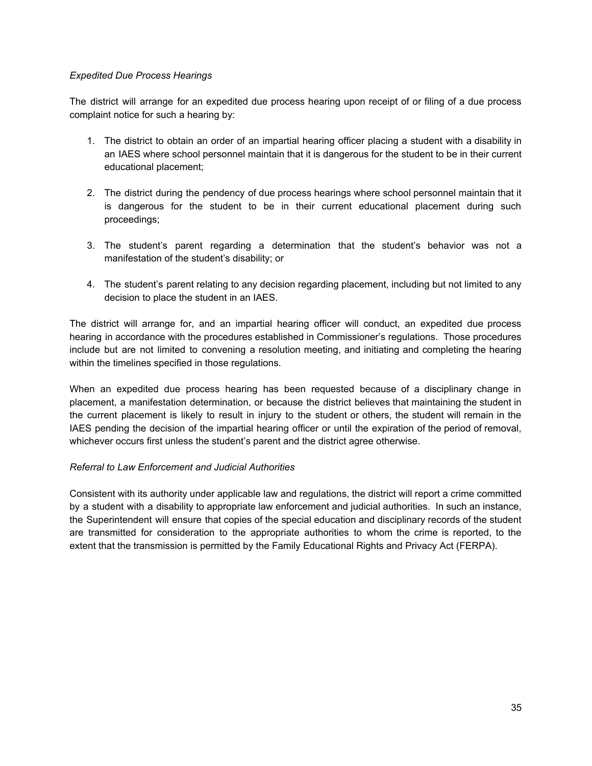*Expedited Due Process Hearings*

The district will arrange for an expedited due process hearing upon receipt of or filing of a due process complaint notice for such a hearing by:

1. The district to obtain an order of an impartial hearing officer placing a student with a disability in an IAES where school personnel maintain that it is dangerous for the student to be in their current educational placement;

2. The district during the pendency of due process hearings where school personnel maintain that it is dangerous for the student to be in their current educational placement during such proceedings;

3. The student's parent regarding a determination that the student's behavior was not a manifestation of the student's disability; or

4. The student's parent relating to any decision regarding placement, including but not limited to any decision to place the student in an IAES.

The district will arrange for, and an impartial hearing officer will conduct, an expedited due process hearing in accordance with the procedures established in Commissioner's regulations. Those procedures include but are not limited to convening a resolution meeting, and initiating and completing the hearing within the timelines specified in those regulations.

When an expedited due process hearing has been requested because of a disciplinary change in placement, a manifestation determination, or because the district believes that maintaining the student in the current placement is likely to result in injury to the student or others, the student will remain in the IAES pending the decision of the impartial hearing officer or until the expiration of the period of removal, whichever occurs first unless the student's parent and the district agree otherwise.

*Referral to Law Enforcement and Judicial Authorities*

Consistent with its authority under applicable law and regulations, the district will report a crime committed by a student with a disability to appropriate law enforcement and judicial authorities. In such an instance, the Superintendent will ensure that copies of the special education and disciplinary records of the student are transmitted for consideration to the appropriate authorities to whom the crime is reported, to the extent that the transmission is permitted by the Family Educational Rights and Privacy Act (FERPA).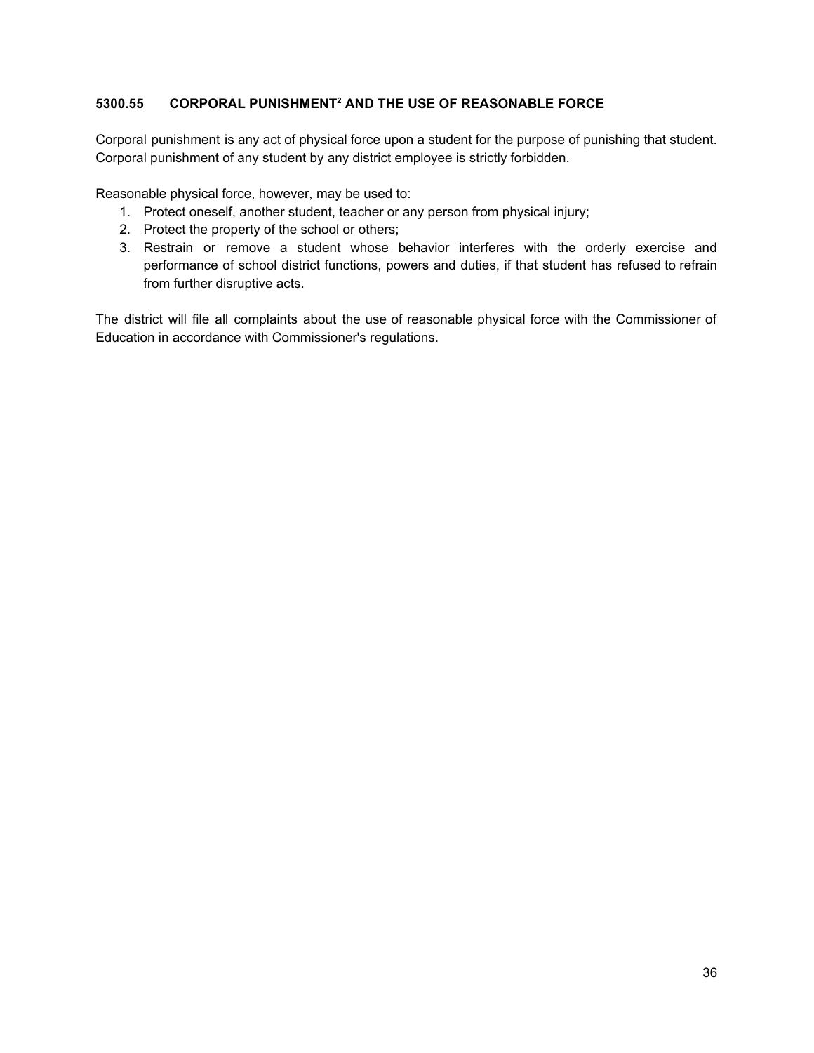### 5300.55 CORPORAL PUNISHMENT[2] AND THE USE OF REASONABLE FORCE

Corporal punishment is any act of physical force upon a student for the purpose of punishing that student. Corporal punishment of any student by any district employee is strictly forbidden.

Reasonable physical force, however, may be used to:

1. Protect oneself, another student, teacher or any person from physical injury;
2. Protect the property of the school or others;
3. Restrain or remove a student whose behavior interferes with the orderly exercise and performance of school district functions, powers and duties, if that student has refused to refrain from further disruptive acts.

The district will file all complaints about the use of reasonable physical force with the Commissioner of Education in accordance with Commissioner's regulations.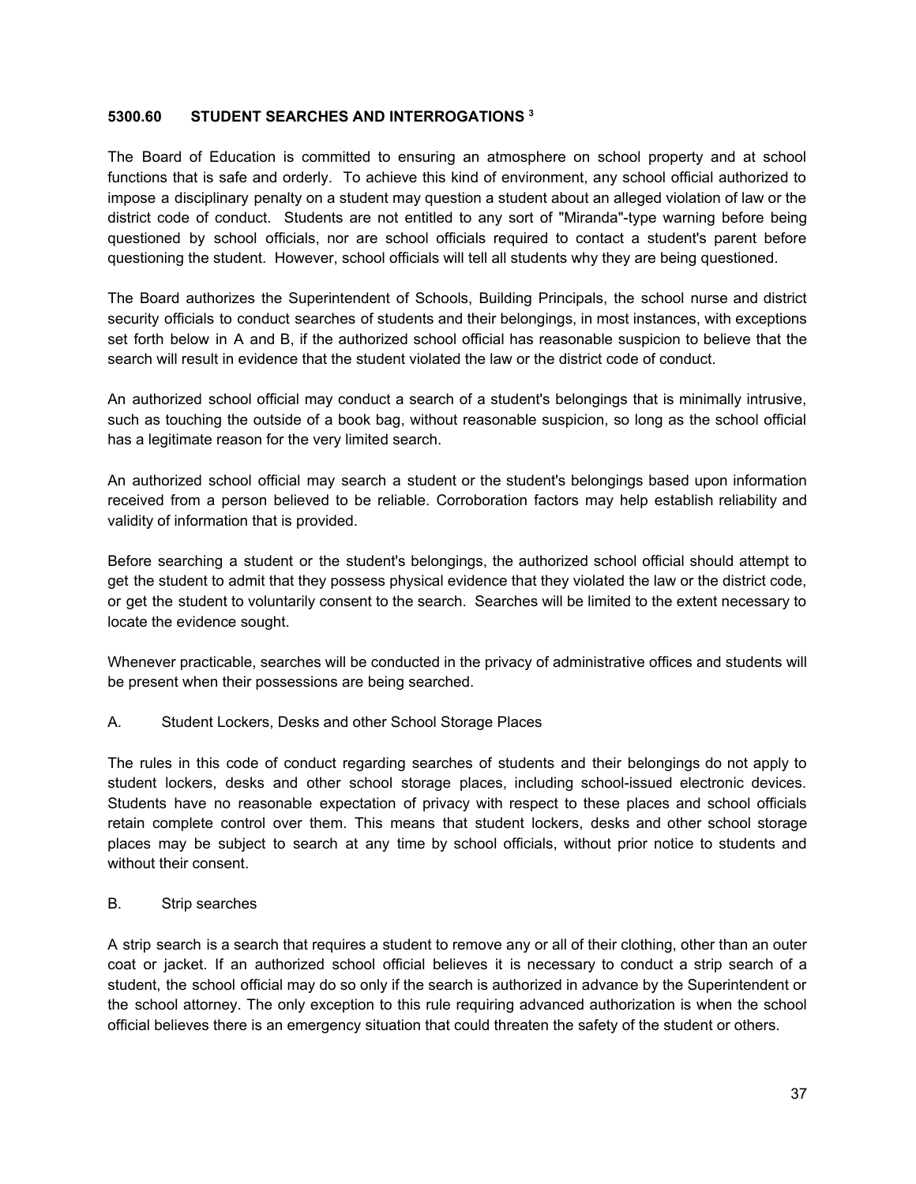## 5300.60 STUDENT SEARCHES AND INTERROGATIONS [3]

The Board of Education is committed to ensuring an atmosphere on school property and at school functions that is safe and orderly. To achieve this kind of environment, any school official authorized to impose a disciplinary penalty on a student may question a student about an alleged violation of law or the district code of conduct. Students are not entitled to any sort of "Miranda"-type warning before being questioned by school officials, nor are school officials required to contact a student's parent before questioning the student. However, school officials will tell all students why they are being questioned.

The Board authorizes the Superintendent of Schools, Building Principals, the school nurse and district security officials to conduct searches of students and their belongings, in most instances, with exceptions set forth below in A and B, if the authorized school official has reasonable suspicion to believe that the search will result in evidence that the student violated the law or the district code of conduct.

An authorized school official may conduct a search of a student's belongings that is minimally intrusive, such as touching the outside of a book bag, without reasonable suspicion, so long as the school official has a legitimate reason for the very limited search.

An authorized school official may search a student or the student's belongings based upon information received from a person believed to be reliable. Corroboration factors may help establish reliability and validity of information that is provided.

Before searching a student or the student's belongings, the authorized school official should attempt to get the student to admit that they possess physical evidence that they violated the law or the district code, or get the student to voluntarily consent to the search. Searches will be limited to the extent necessary to locate the evidence sought.

Whenever practicable, searches will be conducted in the privacy of administrative offices and students will be present when their possessions are being searched.

### A. Student Lockers, Desks and other School Storage Places

The rules in this code of conduct regarding searches of students and their belongings do not apply to student lockers, desks and other school storage places, including school-issued electronic devices. Students have no reasonable expectation of privacy with respect to these places and school officials retain complete control over them. This means that student lockers, desks and other school storage places may be subject to search at any time by school officials, without prior notice to students and without their consent.

### B. Strip searches

A strip search is a search that requires a student to remove any or all of their clothing, other than an outer coat or jacket. If an authorized school official believes it is necessary to conduct a strip search of a student, the school official may do so only if the search is authorized in advance by the Superintendent or the school attorney. The only exception to this rule requiring advanced authorization is when the school official believes there is an emergency situation that could threaten the safety of the student or others.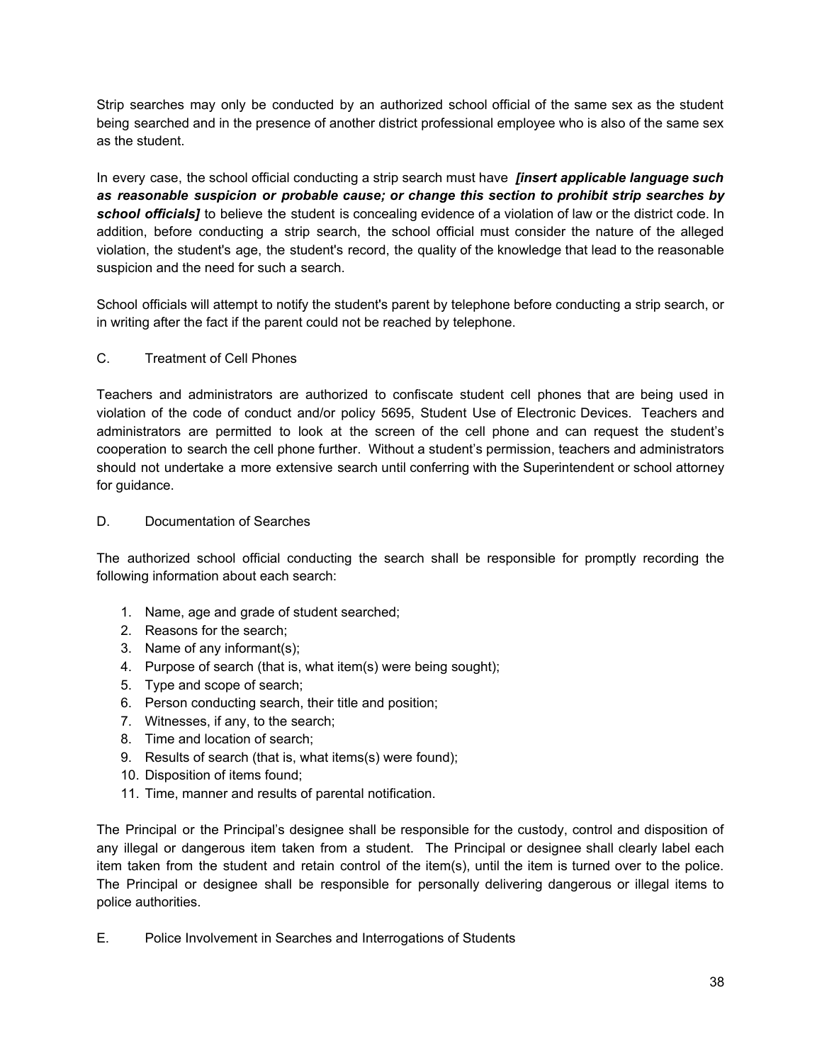Strip searches may only be conducted by an authorized school official of the same sex as the student being searched and in the presence of another district professional employee who is also of the same sex as the student.

In every case, the school official conducting a strip search must have ***[insert applicable language such as reasonable suspicion or probable cause; or change this section to prohibit strip searches by school officials]*** to believe the student is concealing evidence of a violation of law or the district code. In addition, before conducting a strip search, the school official must consider the nature of the alleged violation, the student's age, the student's record, the quality of the knowledge that lead to the reasonable suspicion and the need for such a search.

School officials will attempt to notify the student's parent by telephone before conducting a strip search, or in writing after the fact if the parent could not be reached by telephone.

C. Treatment of Cell Phones

Teachers and administrators are authorized to confiscate student cell phones that are being used in violation of the code of conduct and/or policy 5695, Student Use of Electronic Devices. Teachers and administrators are permitted to look at the screen of the cell phone and can request the student's cooperation to search the cell phone further. Without a student's permission, teachers and administrators should not undertake a more extensive search until conferring with the Superintendent or school attorney for guidance.

D. Documentation of Searches

The authorized school official conducting the search shall be responsible for promptly recording the following information about each search:

1. Name, age and grade of student searched;
2. Reasons for the search;
3. Name of any informant(s);
4. Purpose of search (that is, what item(s) were being sought);
5. Type and scope of search;
6. Person conducting search, their title and position;
7. Witnesses, if any, to the search;
8. Time and location of search;
9. Results of search (that is, what items(s) were found);
10. Disposition of items found;
11. Time, manner and results of parental notification.

The Principal or the Principal's designee shall be responsible for the custody, control and disposition of any illegal or dangerous item taken from a student. The Principal or designee shall clearly label each item taken from the student and retain control of the item(s), until the item is turned over to the police. The Principal or designee shall be responsible for personally delivering dangerous or illegal items to police authorities.

E. Police Involvement in Searches and Interrogations of Students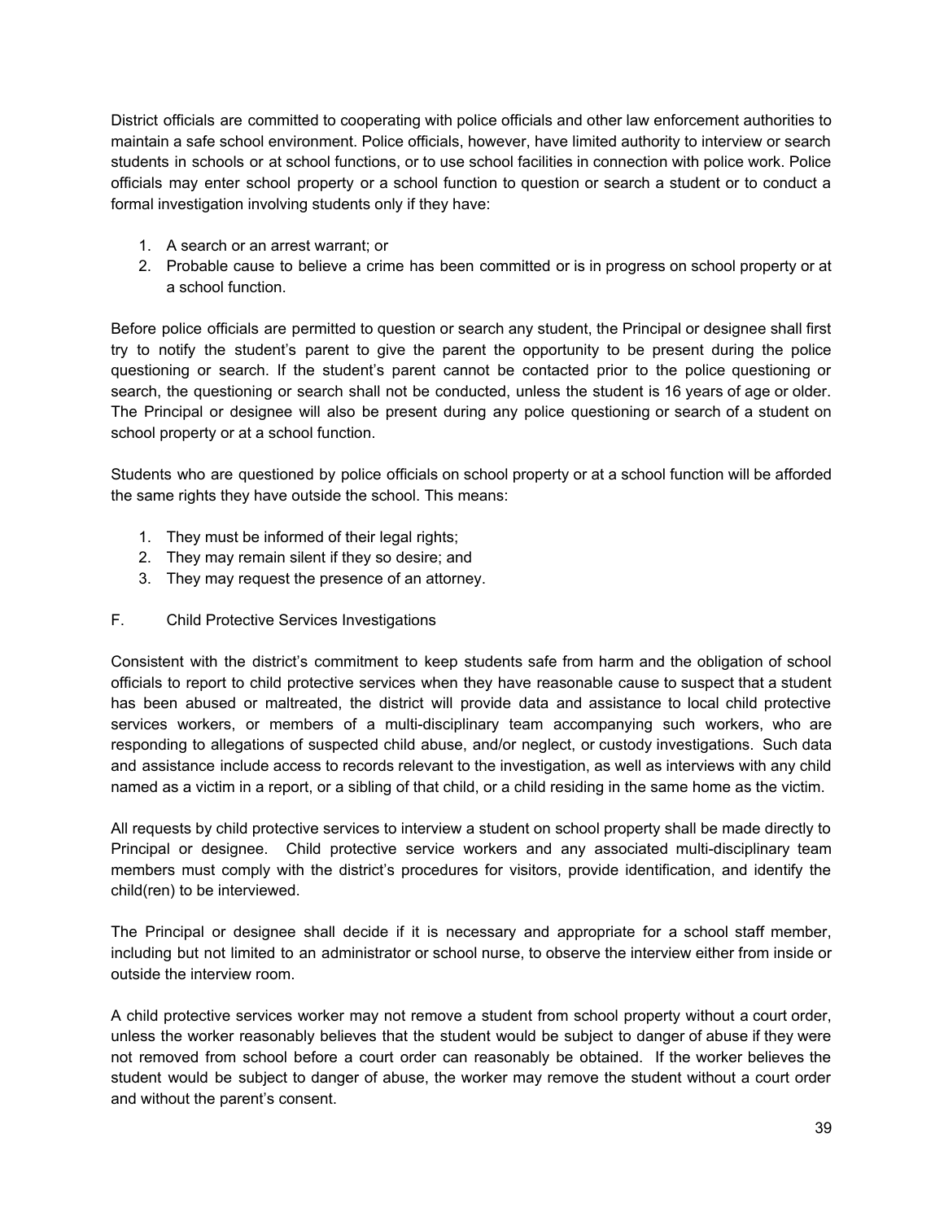District officials are committed to cooperating with police officials and other law enforcement authorities to maintain a safe school environment. Police officials, however, have limited authority to interview or search students in schools or at school functions, or to use school facilities in connection with police work. Police officials may enter school property or a school function to question or search a student or to conduct a formal investigation involving students only if they have:

1. A search or an arrest warrant; or
2. Probable cause to believe a crime has been committed or is in progress on school property or at a school function.

Before police officials are permitted to question or search any student, the Principal or designee shall first try to notify the student's parent to give the parent the opportunity to be present during the police questioning or search. If the student's parent cannot be contacted prior to the police questioning or search, the questioning or search shall not be conducted, unless the student is 16 years of age or older. The Principal or designee will also be present during any police questioning or search of a student on school property or at a school function.

Students who are questioned by police officials on school property or at a school function will be afforded the same rights they have outside the school. This means:

1. They must be informed of their legal rights;
2. They may remain silent if they so desire; and
3. They may request the presence of an attorney.

## F. Child Protective Services Investigations

Consistent with the district's commitment to keep students safe from harm and the obligation of school officials to report to child protective services when they have reasonable cause to suspect that a student has been abused or maltreated, the district will provide data and assistance to local child protective services workers, or members of a multi-disciplinary team accompanying such workers, who are responding to allegations of suspected child abuse, and/or neglect, or custody investigations. Such data and assistance include access to records relevant to the investigation, as well as interviews with any child named as a victim in a report, or a sibling of that child, or a child residing in the same home as the victim.

All requests by child protective services to interview a student on school property shall be made directly to Principal or designee. Child protective service workers and any associated multi-disciplinary team members must comply with the district's procedures for visitors, provide identification, and identify the child(ren) to be interviewed.

The Principal or designee shall decide if it is necessary and appropriate for a school staff member, including but not limited to an administrator or school nurse, to observe the interview either from inside or outside the interview room.

A child protective services worker may not remove a student from school property without a court order, unless the worker reasonably believes that the student would be subject to danger of abuse if they were not removed from school before a court order can reasonably be obtained. If the worker believes the student would be subject to danger of abuse, the worker may remove the student without a court order and without the parent's consent.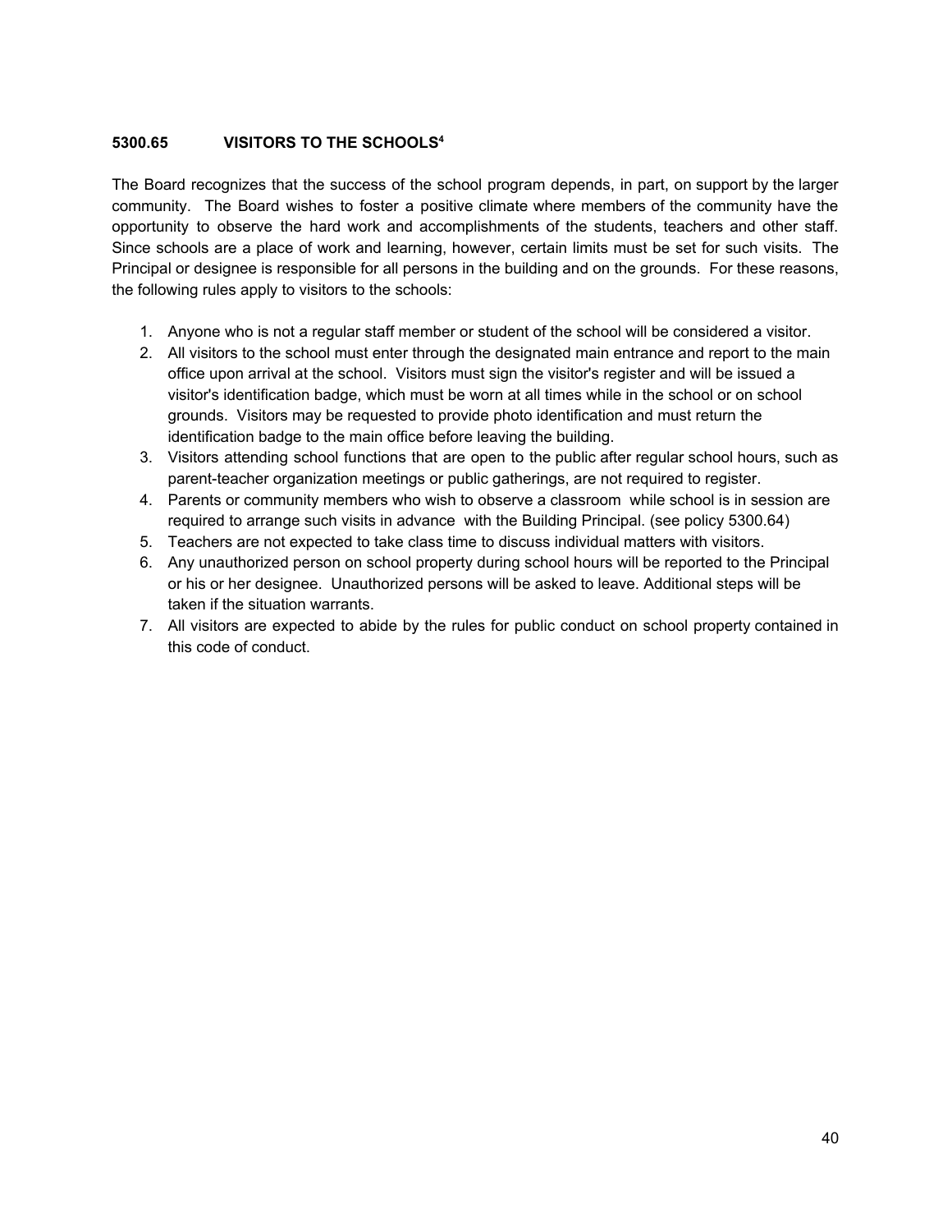### 5300.65 VISITORS TO THE SCHOOLS[4]

The Board recognizes that the success of the school program depends, in part, on support by the larger community. The Board wishes to foster a positive climate where members of the community have the opportunity to observe the hard work and accomplishments of the students, teachers and other staff. Since schools are a place of work and learning, however, certain limits must be set for such visits. The Principal or designee is responsible for all persons in the building and on the grounds. For these reasons, the following rules apply to visitors to the schools:

1. Anyone who is not a regular staff member or student of the school will be considered a visitor.
2. All visitors to the school must enter through the designated main entrance and report to the main office upon arrival at the school. Visitors must sign the visitor's register and will be issued a visitor's identification badge, which must be worn at all times while in the school or on school grounds. Visitors may be requested to provide photo identification and must return the identification badge to the main office before leaving the building.
3. Visitors attending school functions that are open to the public after regular school hours, such as parent-teacher organization meetings or public gatherings, are not required to register.
4. Parents or community members who wish to observe a classroom while school is in session are required to arrange such visits in advance with the Building Principal. (see policy 5300.64)
5. Teachers are not expected to take class time to discuss individual matters with visitors.
6. Any unauthorized person on school property during school hours will be reported to the Principal or his or her designee. Unauthorized persons will be asked to leave. Additional steps will be taken if the situation warrants.
7. All visitors are expected to abide by the rules for public conduct on school property contained in this code of conduct.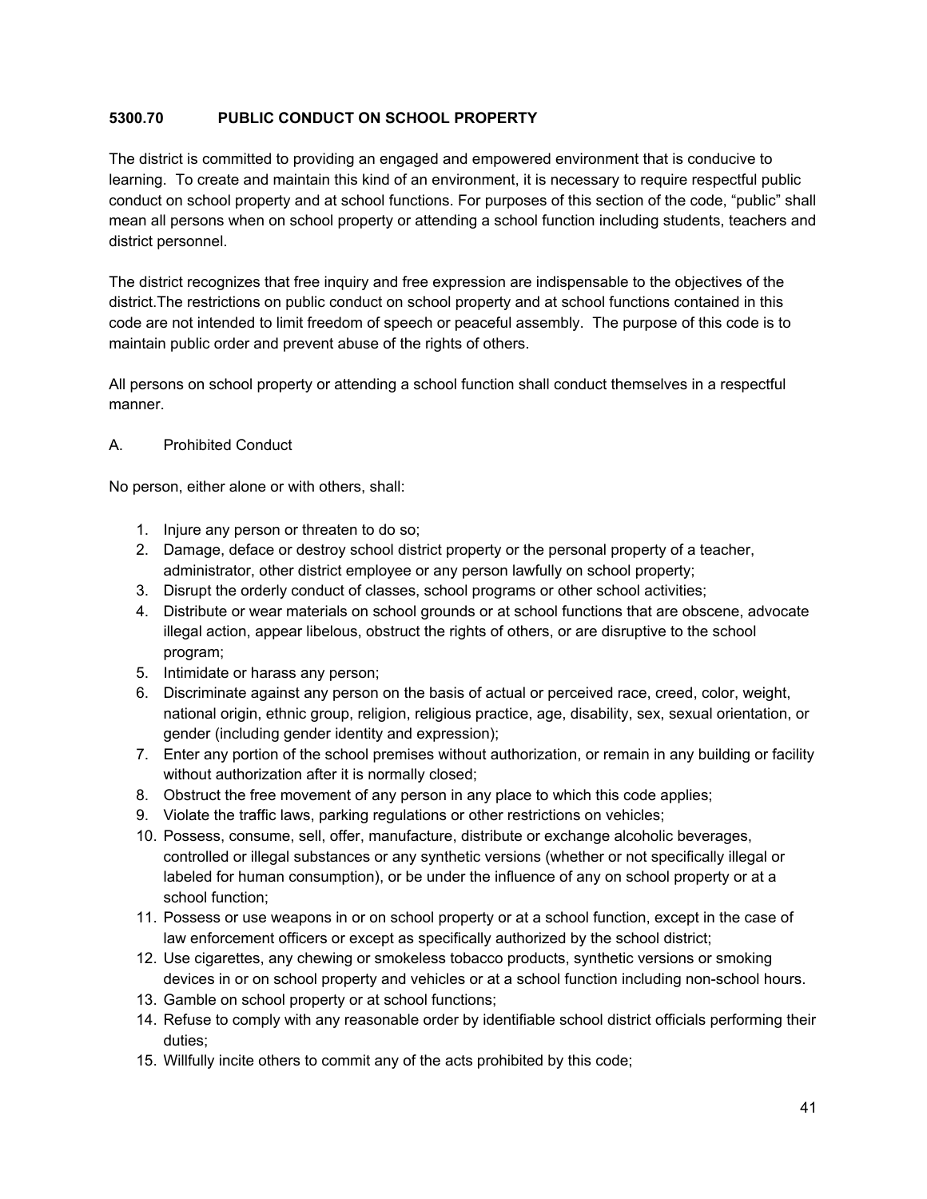### 5300.70 PUBLIC CONDUCT ON SCHOOL PROPERTY

The district is committed to providing an engaged and empowered environment that is conducive to learning. To create and maintain this kind of an environment, it is necessary to require respectful public conduct on school property and at school functions. For purposes of this section of the code, "public" shall mean all persons when on school property or attending a school function including students, teachers and district personnel.

The district recognizes that free inquiry and free expression are indispensable to the objectives of the district.The restrictions on public conduct on school property and at school functions contained in this code are not intended to limit freedom of speech or peaceful assembly. The purpose of this code is to maintain public order and prevent abuse of the rights of others.

All persons on school property or attending a school function shall conduct themselves in a respectful manner.

A. Prohibited Conduct

No person, either alone or with others, shall:

1. Injure any person or threaten to do so;
2. Damage, deface or destroy school district property or the personal property of a teacher, administrator, other district employee or any person lawfully on school property;
3. Disrupt the orderly conduct of classes, school programs or other school activities;
4. Distribute or wear materials on school grounds or at school functions that are obscene, advocate illegal action, appear libelous, obstruct the rights of others, or are disruptive to the school program;
5. Intimidate or harass any person;
6. Discriminate against any person on the basis of actual or perceived race, creed, color, weight, national origin, ethnic group, religion, religious practice, age, disability, sex, sexual orientation, or gender (including gender identity and expression);
7. Enter any portion of the school premises without authorization, or remain in any building or facility without authorization after it is normally closed;
8. Obstruct the free movement of any person in any place to which this code applies;
9. Violate the traffic laws, parking regulations or other restrictions on vehicles;
10. Possess, consume, sell, offer, manufacture, distribute or exchange alcoholic beverages, controlled or illegal substances or any synthetic versions (whether or not specifically illegal or labeled for human consumption), or be under the influence of any on school property or at a school function;
11. Possess or use weapons in or on school property or at a school function, except in the case of law enforcement officers or except as specifically authorized by the school district;
12. Use cigarettes, any chewing or smokeless tobacco products, synthetic versions or smoking devices in or on school property and vehicles or at a school function including non-school hours.
13. Gamble on school property or at school functions;
14. Refuse to comply with any reasonable order by identifiable school district officials performing their duties;
15. Willfully incite others to commit any of the acts prohibited by this code;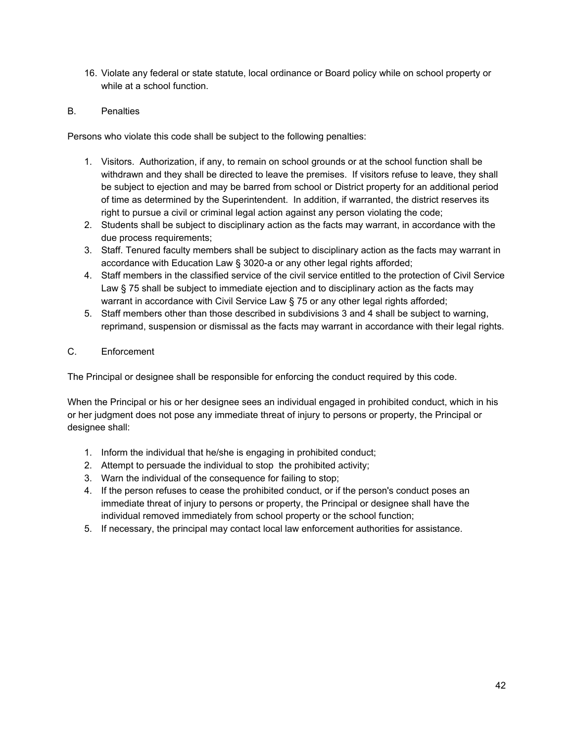16. Violate any federal or state statute, local ordinance or Board policy while on school property or while at a school function.

## B. Penalties

Persons who violate this code shall be subject to the following penalties:

1. Visitors. Authorization, if any, to remain on school grounds or at the school function shall be withdrawn and they shall be directed to leave the premises. If visitors refuse to leave, they shall be subject to ejection and may be barred from school or District property for an additional period of time as determined by the Superintendent. In addition, if warranted, the district reserves its right to pursue a civil or criminal legal action against any person violating the code;
2. Students shall be subject to disciplinary action as the facts may warrant, in accordance with the due process requirements;
3. Staff. Tenured faculty members shall be subject to disciplinary action as the facts may warrant in accordance with Education Law § 3020-a or any other legal rights afforded;
4. Staff members in the classified service of the civil service entitled to the protection of Civil Service Law § 75 shall be subject to immediate ejection and to disciplinary action as the facts may warrant in accordance with Civil Service Law § 75 or any other legal rights afforded;
5. Staff members other than those described in subdivisions 3 and 4 shall be subject to warning, reprimand, suspension or dismissal as the facts may warrant in accordance with their legal rights.

## C. Enforcement

The Principal or designee shall be responsible for enforcing the conduct required by this code.

When the Principal or his or her designee sees an individual engaged in prohibited conduct, which in his or her judgment does not pose any immediate threat of injury to persons or property, the Principal or designee shall:

1. Inform the individual that he/she is engaging in prohibited conduct;
2. Attempt to persuade the individual to stop the prohibited activity;
3. Warn the individual of the consequence for failing to stop;
4. If the person refuses to cease the prohibited conduct, or if the person's conduct poses an immediate threat of injury to persons or property, the Principal or designee shall have the individual removed immediately from school property or the school function;
5. If necessary, the principal may contact local law enforcement authorities for assistance.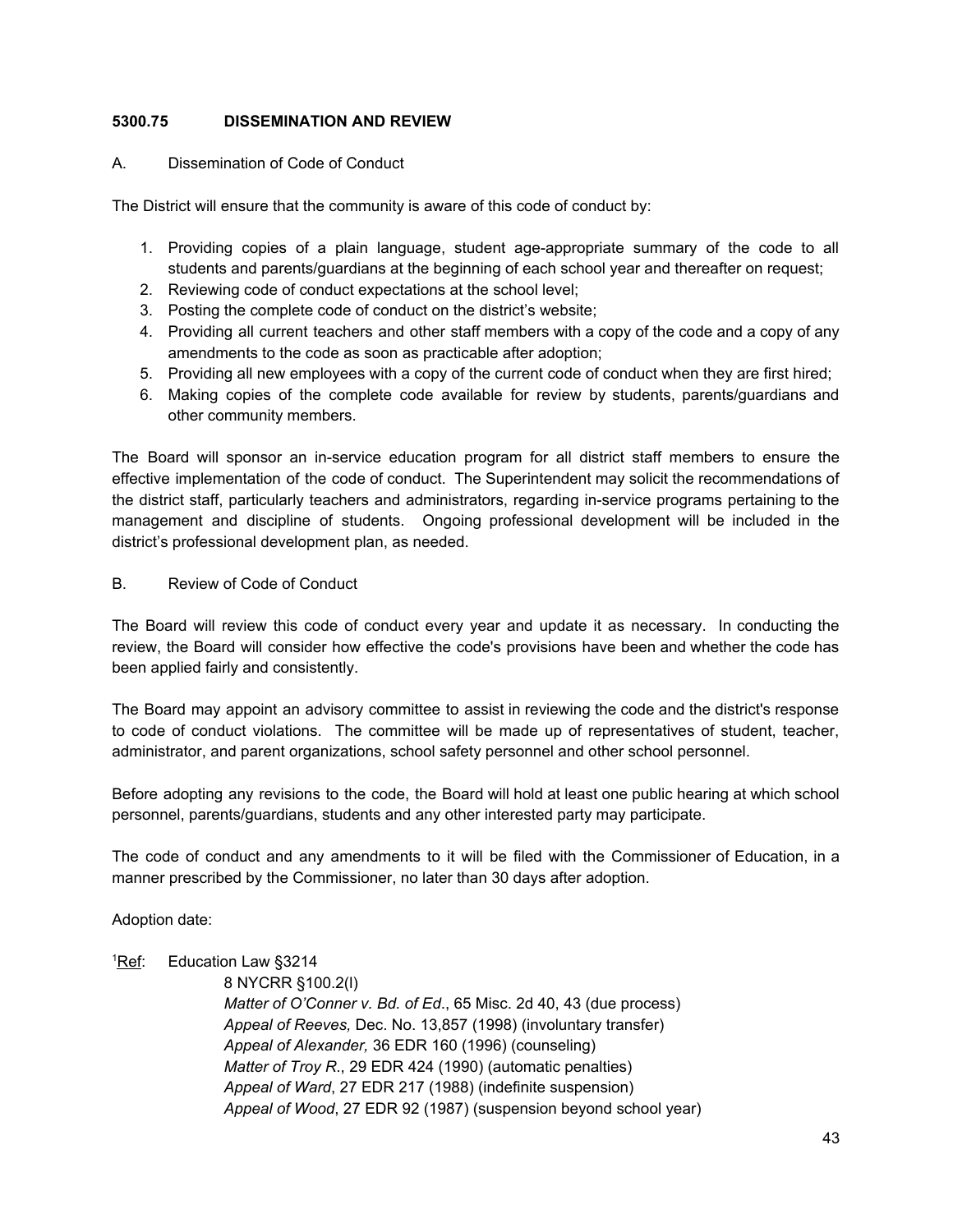### 5300.75 DISSEMINATION AND REVIEW

A. Dissemination of Code of Conduct

The District will ensure that the community is aware of this code of conduct by:

1. Providing copies of a plain language, student age-appropriate summary of the code to all students and parents/guardians at the beginning of each school year and thereafter on request;
2. Reviewing code of conduct expectations at the school level;
3. Posting the complete code of conduct on the district's website;
4. Providing all current teachers and other staff members with a copy of the code and a copy of any amendments to the code as soon as practicable after adoption;
5. Providing all new employees with a copy of the current code of conduct when they are first hired;
6. Making copies of the complete code available for review by students, parents/guardians and other community members.

The Board will sponsor an in-service education program for all district staff members to ensure the effective implementation of the code of conduct. The Superintendent may solicit the recommendations of the district staff, particularly teachers and administrators, regarding in-service programs pertaining to the management and discipline of students. Ongoing professional development will be included in the district's professional development plan, as needed.

B. Review of Code of Conduct

The Board will review this code of conduct every year and update it as necessary. In conducting the review, the Board will consider how effective the code's provisions have been and whether the code has been applied fairly and consistently.

The Board may appoint an advisory committee to assist in reviewing the code and the district's response to code of conduct violations. The committee will be made up of representatives of student, teacher, administrator, and parent organizations, school safety personnel and other school personnel.

Before adopting any revisions to the code, the Board will hold at least one public hearing at which school personnel, parents/guardians, students and any other interested party may participate.

The code of conduct and any amendments to it will be filed with the Commissioner of Education, in a manner prescribed by the Commissioner, no later than 30 days after adoption.

Adoption date:

[1]Ref: Education Law §3214
8 NYCRR §100.2(l)
*Matter of O'Conner v. Bd. of Ed*., 65 Misc. 2d 40, 43 (due process)
*Appeal of Reeves,* Dec. No. 13,857 (1998) (involuntary transfer)
*Appeal of Alexander,* 36 EDR 160 (1996) (counseling)
*Matter of Troy R*., 29 EDR 424 (1990) (automatic penalties)
*Appeal of Ward*, 27 EDR 217 (1988) (indefinite suspension)
*Appeal of Wood*, 27 EDR 92 (1987) (suspension beyond school year)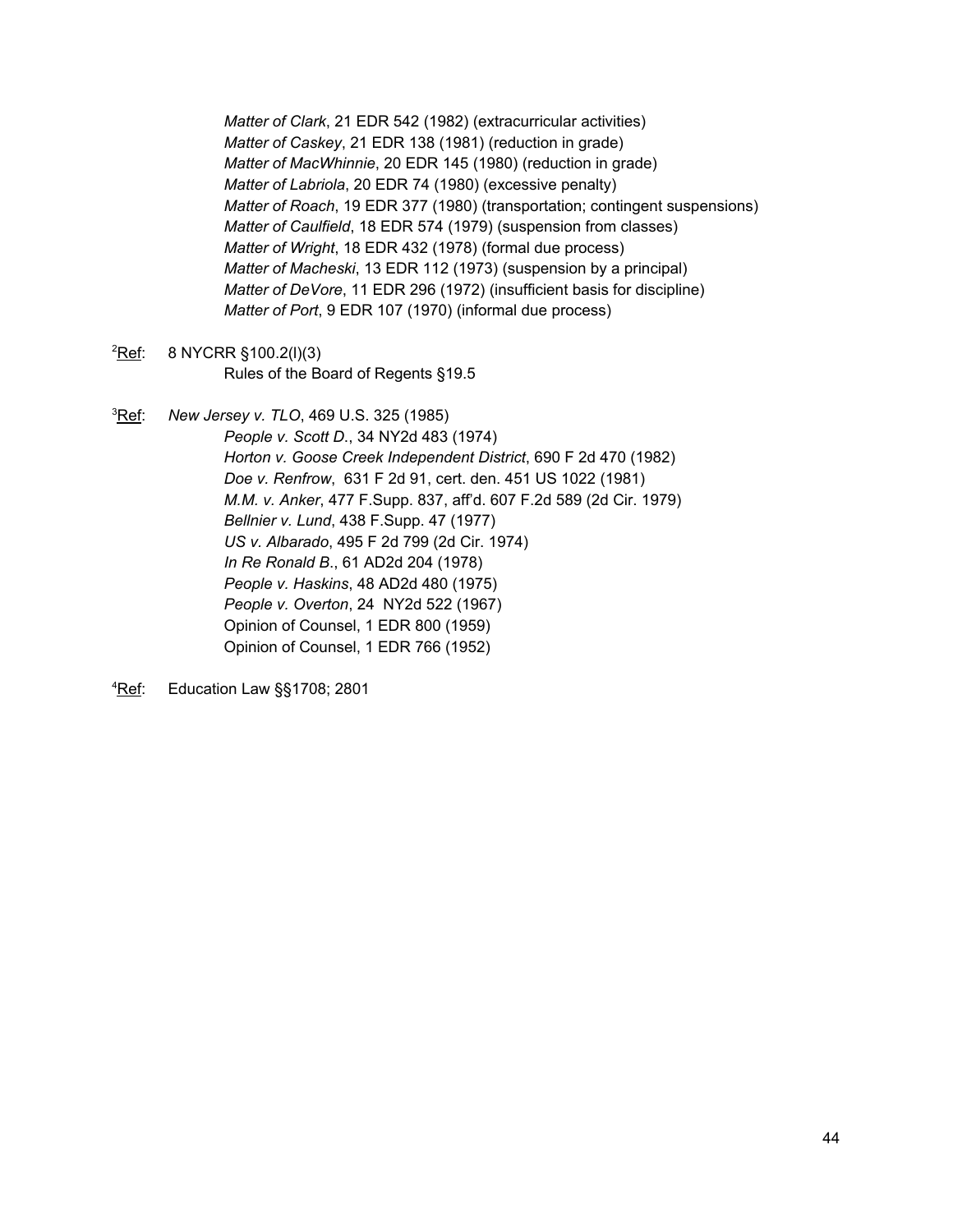*Matter of Clark*, 21 EDR 542 (1982) (extracurricular activities)
*Matter of Caskey*, 21 EDR 138 (1981) (reduction in grade)
*Matter of MacWhinnie*, 20 EDR 145 (1980) (reduction in grade)
*Matter of Labriola*, 20 EDR 74 (1980) (excessive penalty)
*Matter of Roach*, 19 EDR 377 (1980) (transportation; contingent suspensions)
*Matter of Caulfield*, 18 EDR 574 (1979) (suspension from classes)
*Matter of Wright*, 18 EDR 432 (1978) (formal due process)
*Matter of Macheski*, 13 EDR 112 (1973) (suspension by a principal)
*Matter of DeVore*, 11 EDR 296 (1972) (insufficient basis for discipline)
*Matter of Port*, 9 EDR 107 (1970) (informal due process)

[2]Ref: 8 NYCRR §100.2(l)(3)
Rules of the Board of Regents §19.5

[3]Ref: *New Jersey v. TLO*, 469 U.S. 325 (1985)
*People v. Scott D.*, 34 NY2d 483 (1974)
*Horton v. Goose Creek Independent District*, 690 F 2d 470 (1982)
*Doe v. Renfrow*, 631 F 2d 91, cert. den. 451 US 1022 (1981)
*M.M. v. Anker*, 477 F.Supp. 837, aff'd. 607 F.2d 589 (2d Cir. 1979)
*Bellnier v. Lund*, 438 F.Supp. 47 (1977)
*US v. Albarado*, 495 F 2d 799 (2d Cir. 1974)
*In Re Ronald B.*, 61 AD2d 204 (1978)
*People v. Haskins*, 48 AD2d 480 (1975)
*People v. Overton*, 24 NY2d 522 (1967)
Opinion of Counsel, 1 EDR 800 (1959)
Opinion of Counsel, 1 EDR 766 (1952)

[4]Ref: Education Law §§1708; 2801